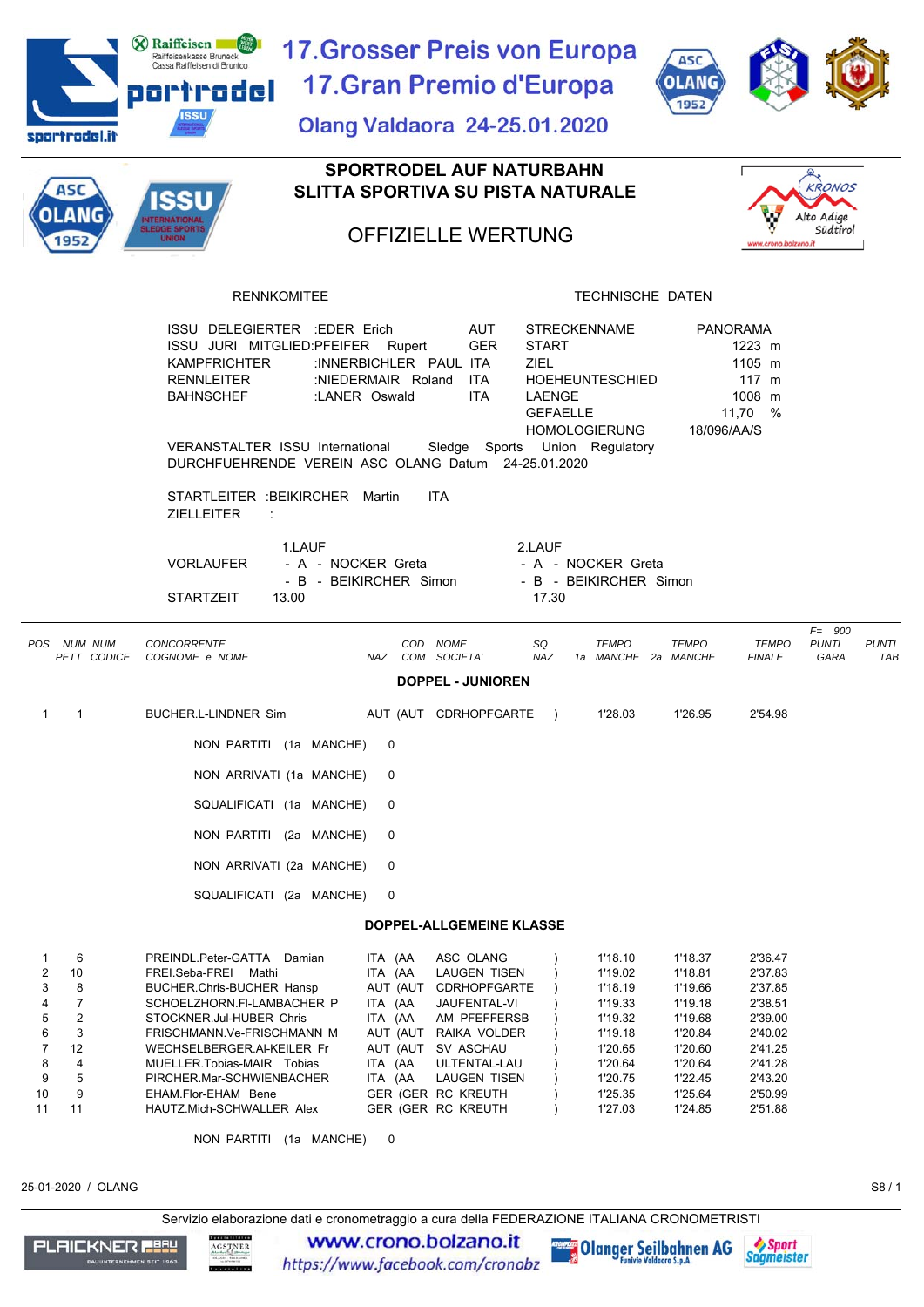# 17.Grosser Preis von Europa
# 17.Gran Premio d'Europa

Olang Valdaora 24-25.01.2020

## SPORTRODEL AUF NATURBAHN
## SLITTA SPORTIVA SU PISTA NATURALE

## OFFIZIELLE WERTUNG

**RENNKOMITEE**

ISSU DELEGIERTER :EDER Erich AUT
ISSU JURI MITGLIED:PFEIFER Rupert GER
KAMPFRICHTER :INNERBICHLER PAUL ITA
RENNLEITER :NIEDERMAIR Roland ITA
BAHNSCHEF :LANER Oswald ITA

**TECHNISCHE DATEN**

| | |
|---|---|
| STRECKENNAME | PANORAMA |
| START | 1223 m |
| ZIEL | 1105 m |
| HOEHEUNTESCHIED | 117 m |
| LAENGE | 1008 m |
| GEFAELLE | 11,70 % |
| HOMOLOGIERUNG | 18/096/AA/S |

VERANSTALTER ISSU International Sledge Sports Union Regulatory
DURCHFUEHRENDE VEREIN ASC OLANG Datum 24-25.01.2020

STARTLEITER :BEIKIRCHER Martin ITA
ZIELLEITER :

| | 1.LAUF | 2.LAUF |
|---|---|---|
| VORLAUFER | - A - NOCKER Greta | - A - NOCKER Greta |
| | - B - BEIKIRCHER Simon | - B - BEIKIRCHER Simon |
| STARTZEIT | 13.00 | 17.30 |

### DOPPEL - JUNIOREN

| POS | NUM PETT | NUM CODICE | CONCORRENTE COGNOME e NOME | NAZ | COD COM | NOME SOCIETA' | SQ NAZ | TEMPO 1a MANCHE | TEMPO 2a MANCHE | TEMPO FINALE | F= 900 PUNTI GARA | PUNTI TAB |
|---|---|---|---|---|---|---|---|---|---|---|---|---|
| 1 | 1 | | BUCHER.L-LINDNER Sim | AUT | (AUT | CDRHOPFGARTE | ) | 1'28.03 | 1'26.95 | 2'54.98 | | |

NON PARTITI (1a MANCHE) 0

NON ARRIVATI (1a MANCHE) 0

SQUALIFICATI (1a MANCHE) 0

NON PARTITI (2a MANCHE) 0

NON ARRIVATI (2a MANCHE) 0

SQUALIFICATI (2a MANCHE) 0

### DOPPEL-ALLGEMEINE KLASSE

| POS | NUM PETT | NUM CODICE | CONCORRENTE COGNOME e NOME | NAZ | COD COM | NOME SOCIETA' | SQ NAZ | TEMPO 1a MANCHE | TEMPO 2a MANCHE | TEMPO FINALE | F= 900 PUNTI GARA | PUNTI TAB |
|---|---|---|---|---|---|---|---|---|---|---|---|---|
| 1 | 6 | | PREINDL.Peter-GATTA Damian | ITA | (AA | ASC OLANG | ) | 1'18.10 | 1'18.37 | 2'36.47 | | |
| 2 | 10 | | FREI.Seba-FREI Mathi | ITA | (AA | LAUGEN TISEN | ) | 1'19.02 | 1'18.81 | 2'37.83 | | |
| 3 | 8 | | BUCHER.Chris-BUCHER Hansp | AUT | (AUT | CDRHOPFGARTE | ) | 1'18.19 | 1'19.66 | 2'37.85 | | |
| 4 | 7 | | SCHOELZHORN.Fl-LAMBACHER P | ITA | (AA | JAUFENTAL-VI | ) | 1'19.33 | 1'19.18 | 2'38.51 | | |
| 5 | 2 | | STOCKNER.Jul-HUBER Chris | ITA | (AA | AM PFEFFERSB | ) | 1'19.32 | 1'19.68 | 2'39.00 | | |
| 6 | 3 | | FRISCHMANN.Ve-FRISCHMANN M | AUT | (AUT | RAIKA VOLDER | ) | 1'19.18 | 1'20.84 | 2'40.02 | | |
| 7 | 12 | | WECHSELBERGER.Al-KEILER Fr | AUT | (AUT | SV ASCHAU | ) | 1'20.65 | 1'20.60 | 2'41.25 | | |
| 8 | 4 | | MUELLER.Tobias-MAIR Tobias | ITA | (AA | ULTENTAL-LAU | ) | 1'20.64 | 1'20.64 | 2'41.28 | | |
| 9 | 5 | | PIRCHER.Mar-SCHWIENBACHER | ITA | (AA | LAUGEN TISEN | ) | 1'20.75 | 1'22.45 | 2'43.20 | | |
| 10 | 9 | | EHAM.Flor-EHAM Bene | GER | (GER | RC KREUTH | ) | 1'25.35 | 1'25.64 | 2'50.99 | | |
| 11 | 11 | | HAUTZ.Mich-SCHWALLER Alex | GER | (GER | RC KREUTH | ) | 1'27.03 | 1'24.85 | 2'51.88 | | |

NON PARTITI (1a MANCHE) 0

25-01-2020 / OLANG S8 / 1

Servizio elaborazione dati e cronometraggio a cura della FEDERAZIONE ITALIANA CRONOMETRISTI

www.crono.bolzano.it
https://www.facebook.com/cronobz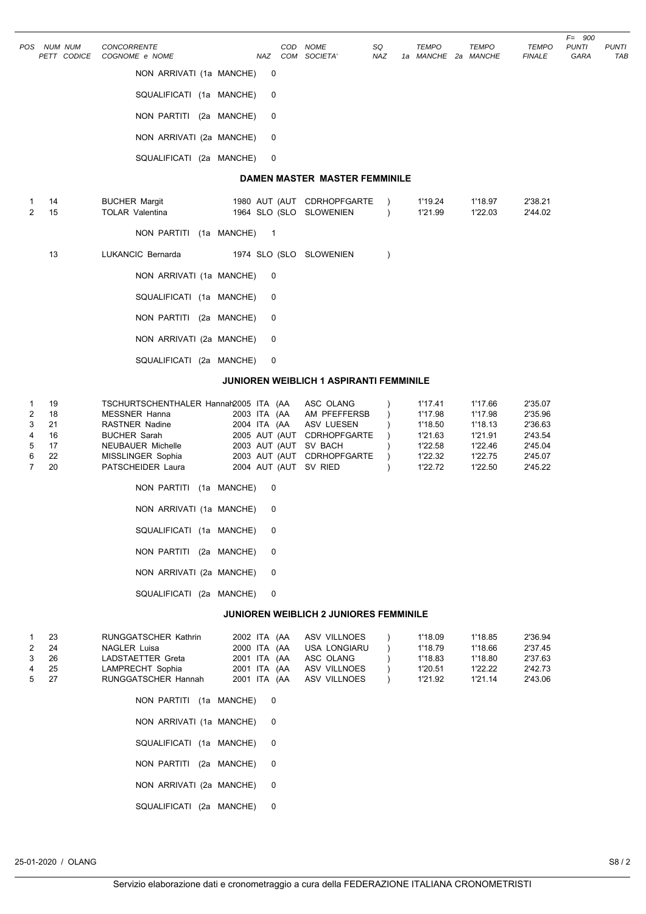| POS | NUM PETT | NUM CODICE | CONCORRENTE COGNOME e NOME | NAZ | COD COM | NOME SOCIETA' | SQ NAZ | TEMPO 1a MANCHE | TEMPO 2a MANCHE | TEMPO FINALE | F= 900 PUNTI GARA | PUNTI TAB |
|---|---|---|---|---|---|---|---|---|---|---|---|---|
| | | | NON ARRIVATI (1a MANCHE) 0 | | | | | | | | | |
| | | | SQUALIFICATI (1a MANCHE) 0 | | | | | | | | | |
| | | | NON PARTITI (2a MANCHE) 0 | | | | | | | | | |
| | | | NON ARRIVATI (2a MANCHE) 0 | | | | | | | | | |
| | | | SQUALIFICATI (2a MANCHE) 0 | | | | | | | | | |

## DAMEN MASTER MASTER FEMMINILE

| POS | NUM PETT | NUM CODICE | CONCORRENTE COGNOME e NOME | NAZ | COD COM | NOME SOCIETA' | SQ NAZ | TEMPO 1a MANCHE | TEMPO 2a MANCHE | TEMPO FINALE | PUNTI GARA | PUNTI TAB |
|---|---|---|---|---|---|---|---|---|---|---|---|---|
| 1 | 14 | | BUCHER Margit | 1980 AUT | (AUT | CDRHOPFGARTE | ) | 1'19.24 | 1'18.97 | 2'38.21 | | |
| 2 | 15 | | TOLAR Valentina | 1964 SLO | (SLO | SLOWENIEN | ) | 1'21.99 | 1'22.03 | 2'44.02 | | |
| | | | NON PARTITI (1a MANCHE) 1 | | | | | | | | | |
| | 13 | | LUKANCIC Bernarda | 1974 SLO | (SLO | SLOWENIEN | ) | | | | | |
| | | | NON ARRIVATI (1a MANCHE) 0 | | | | | | | | | |
| | | | SQUALIFICATI (1a MANCHE) 0 | | | | | | | | | |
| | | | NON PARTITI (2a MANCHE) 0 | | | | | | | | | |
| | | | NON ARRIVATI (2a MANCHE) 0 | | | | | | | | | |
| | | | SQUALIFICATI (2a MANCHE) 0 | | | | | | | | | |

## JUNIOREN WEIBLICH 1 ASPIRANTI FEMMINILE

| POS | NUM PETT | NUM CODICE | CONCORRENTE COGNOME e NOME | NAZ | COD COM | NOME SOCIETA' | SQ NAZ | TEMPO 1a MANCHE | TEMPO 2a MANCHE | TEMPO FINALE | PUNTI GARA | PUNTI TAB |
|---|---|---|---|---|---|---|---|---|---|---|---|---|
| 1 | 19 | | TSCHURTSCHENTHALER Hannah | 2005 ITA | (AA | ASC OLANG | ) | 1'17.41 | 1'17.66 | 2'35.07 | | |
| 2 | 18 | | MESSNER Hanna | 2003 ITA | (AA | AM PFEFFERSB | ) | 1'17.98 | 1'17.98 | 2'35.96 | | |
| 3 | 21 | | RASTNER Nadine | 2004 ITA | (AA | ASV LUESEN | ) | 1'18.50 | 1'18.13 | 2'36.63 | | |
| 4 | 16 | | BUCHER Sarah | 2005 AUT | (AUT | CDRHOPFGARTE | ) | 1'21.63 | 1'21.91 | 2'43.54 | | |
| 5 | 17 | | NEUBAUER Michelle | 2003 AUT | (AUT | SV BACH | ) | 1'22.58 | 1'22.46 | 2'45.04 | | |
| 6 | 22 | | MISSLINGER Sophia | 2003 AUT | (AUT | CDRHOPFGARTE | ) | 1'22.32 | 1'22.75 | 2'45.07 | | |
| 7 | 20 | | PATSCHEIDER Laura | 2004 AUT | (AUT | SV RIED | ) | 1'22.72 | 1'22.50 | 2'45.22 | | |
| | | | NON PARTITI (1a MANCHE) 0 | | | | | | | | | |
| | | | NON ARRIVATI (1a MANCHE) 0 | | | | | | | | | |
| | | | SQUALIFICATI (1a MANCHE) 0 | | | | | | | | | |
| | | | NON PARTITI (2a MANCHE) 0 | | | | | | | | | |
| | | | NON ARRIVATI (2a MANCHE) 0 | | | | | | | | | |
| | | | SQUALIFICATI (2a MANCHE) 0 | | | | | | | | | |

## JUNIOREN WEIBLICH 2 JUNIORES FEMMINILE

| POS | NUM PETT | NUM CODICE | CONCORRENTE COGNOME e NOME | NAZ | COD COM | NOME SOCIETA' | SQ NAZ | TEMPO 1a MANCHE | TEMPO 2a MANCHE | TEMPO FINALE | PUNTI GARA | PUNTI TAB |
|---|---|---|---|---|---|---|---|---|---|---|---|---|
| 1 | 23 | | RUNGGATSCHER Kathrin | 2002 ITA | (AA | ASV VILLNOES | ) | 1'18.09 | 1'18.85 | 2'36.94 | | |
| 2 | 24 | | NAGLER Luisa | 2000 ITA | (AA | USA LONGIARU | ) | 1'18.79 | 1'18.66 | 2'37.45 | | |
| 3 | 26 | | LADSTAETTER Greta | 2001 ITA | (AA | ASC OLANG | ) | 1'18.83 | 1'18.80 | 2'37.63 | | |
| 4 | 25 | | LAMPRECHT Sophia | 2001 ITA | (AA | ASV VILLNOES | ) | 1'20.51 | 1'22.22 | 2'42.73 | | |
| 5 | 27 | | RUNGGATSCHER Hannah | 2001 ITA | (AA | ASV VILLNOES | ) | 1'21.92 | 1'21.14 | 2'43.06 | | |
| | | | NON PARTITI (1a MANCHE) 0 | | | | | | | | | |
| | | | NON ARRIVATI (1a MANCHE) 0 | | | | | | | | | |
| | | | SQUALIFICATI (1a MANCHE) 0 | | | | | | | | | |
| | | | NON PARTITI (2a MANCHE) 0 | | | | | | | | | |
| | | | NON ARRIVATI (2a MANCHE) 0 | | | | | | | | | |
| | | | SQUALIFICATI (2a MANCHE) 0 | | | | | | | | | |

25-01-2020 / OLANG

Servizio elaborazione dati e cronometraggio a cura della FEDERAZIONE ITALIANA CRONOMETRISTI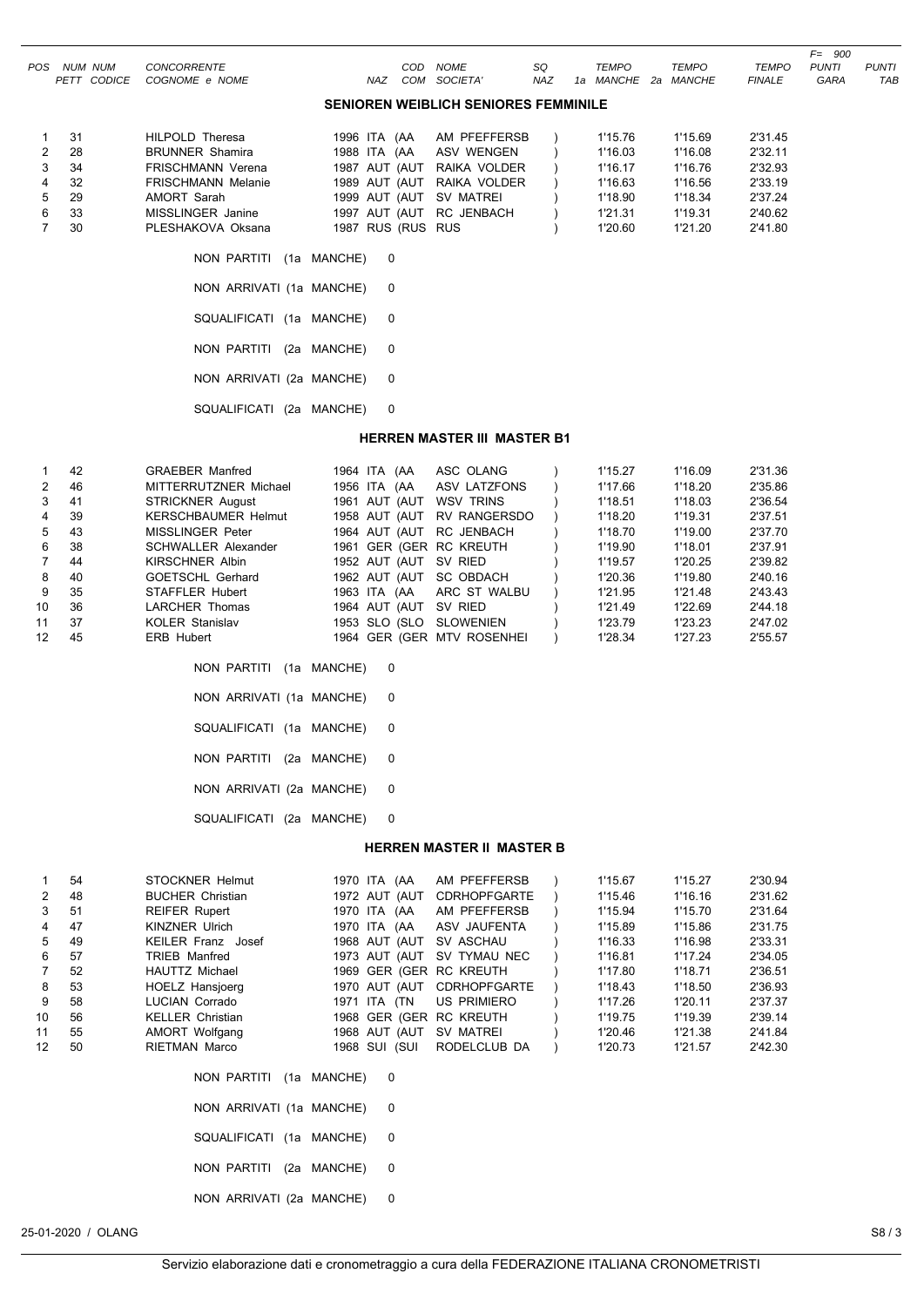| POS | NUM PETT | NUM CODICE | CONCORRENTE COGNOME e NOME | NAZ | COD COM | NOME SOCIETA' | SQ NAZ | TEMPO 1a MANCHE | TEMPO 2a MANCHE | TEMPO FINALE | F= 900 PUNTI GARA | PUNTI TAB |
|---|---|---|---|---|---|---|---|---|---|---|---|---|
| | | | **SENIOREN WEIBLICH SENIORES FEMMINILE** | | | | | | | | | |
| 1 | 31 | | HILPOLD Theresa | 1996 ITA | (AA | AM PFEFFERSB | ) | 1'15.76 | 1'15.69 | 2'31.45 | | |
| 2 | 28 | | BRUNNER Shamira | 1988 ITA | (AA | ASV WENGEN | ) | 1'16.03 | 1'16.08 | 2'32.11 | | |
| 3 | 34 | | FRISCHMANN Verena | 1987 AUT | (AUT | RAIKA VOLDER | ) | 1'16.17 | 1'16.76 | 2'32.93 | | |
| 4 | 32 | | FRISCHMANN Melanie | 1989 AUT | (AUT | RAIKA VOLDER | ) | 1'16.63 | 1'16.56 | 2'33.19 | | |
| 5 | 29 | | AMORT Sarah | 1999 AUT | (AUT | SV MATREI | ) | 1'18.90 | 1'18.34 | 2'37.24 | | |
| 6 | 33 | | MISSLINGER Janine | 1997 AUT | (AUT | RC JENBACH | ) | 1'21.31 | 1'19.31 | 2'40.62 | | |
| 7 | 30 | | PLESHAKOVA Oksana | 1987 RUS | (RUS | RUS | ) | 1'20.60 | 1'21.20 | 2'41.80 | | |

NON PARTITI (1a MANCHE) 0

NON ARRIVATI (1a MANCHE) 0

SQUALIFICATI (1a MANCHE) 0

NON PARTITI (2a MANCHE) 0

NON ARRIVATI (2a MANCHE) 0

SQUALIFICATI (2a MANCHE) 0

| POS | NUM PETT | NUM CODICE | CONCORRENTE COGNOME e NOME | NAZ | COD COM | NOME SOCIETA' | SQ NAZ | TEMPO 1a MANCHE | TEMPO 2a MANCHE | TEMPO FINALE | F= 900 PUNTI GARA | PUNTI TAB |
|---|---|---|---|---|---|---|---|---|---|---|---|---|
| | | | **HERREN MASTER III MASTER B1** | | | | | | | | | |
| 1 | 42 | | GRAEBER Manfred | 1964 ITA | (AA | ASC OLANG | ) | 1'15.27 | 1'16.09 | 2'31.36 | | |
| 2 | 46 | | MITTERRUTZNER Michael | 1956 ITA | (AA | ASV LATZFONS | ) | 1'17.66 | 1'18.20 | 2'35.86 | | |
| 3 | 41 | | STRICKNER August | 1961 AUT | (AUT | WSV TRINS | ) | 1'18.51 | 1'18.03 | 2'36.54 | | |
| 4 | 39 | | KERSCHBAUMER Helmut | 1958 AUT | (AUT | RV RANGERSDO | ) | 1'18.20 | 1'19.31 | 2'37.51 | | |
| 5 | 43 | | MISSLINGER Peter | 1964 AUT | (AUT | RC JENBACH | ) | 1'18.70 | 1'19.00 | 2'37.70 | | |
| 6 | 38 | | SCHWALLER Alexander | 1961 GER | (GER | RC KREUTH | ) | 1'19.90 | 1'18.01 | 2'37.91 | | |
| 7 | 44 | | KIRSCHNER Albin | 1952 AUT | (AUT | SV RIED | ) | 1'19.57 | 1'20.25 | 2'39.82 | | |
| 8 | 40 | | GOETSCHL Gerhard | 1962 AUT | (AUT | SC OBDACH | ) | 1'20.36 | 1'19.80 | 2'40.16 | | |
| 9 | 35 | | STAFFLER Hubert | 1963 ITA | (AA | ARC ST WALBU | ) | 1'21.95 | 1'21.48 | 2'43.43 | | |
| 10 | 36 | | LARCHER Thomas | 1964 AUT | (AUT | SV RIED | ) | 1'21.49 | 1'22.69 | 2'44.18 | | |
| 11 | 37 | | KOLER Stanislav | 1953 SLO | (SLO | SLOWENIEN | ) | 1'23.79 | 1'23.23 | 2'47.02 | | |
| 12 | 45 | | ERB Hubert | 1964 GER | (GER | MTV ROSENHEI | ) | 1'28.34 | 1'27.23 | 2'55.57 | | |

NON PARTITI (1a MANCHE) 0

NON ARRIVATI (1a MANCHE) 0

SQUALIFICATI (1a MANCHE) 0

NON PARTITI (2a MANCHE) 0

NON ARRIVATI (2a MANCHE) 0

SQUALIFICATI (2a MANCHE) 0

| POS | NUM PETT | NUM CODICE | CONCORRENTE COGNOME e NOME | NAZ | COD COM | NOME SOCIETA' | SQ NAZ | TEMPO 1a MANCHE | TEMPO 2a MANCHE | TEMPO FINALE | F= 900 PUNTI GARA | PUNTI TAB |
|---|---|---|---|---|---|---|---|---|---|---|---|---|
| | | | **HERREN MASTER II MASTER B** | | | | | | | | | |
| 1 | 54 | | STOCKNER Helmut | 1970 ITA | (AA | AM PFEFFERSB | ) | 1'15.67 | 1'15.27 | 2'30.94 | | |
| 2 | 48 | | BUCHER Christian | 1972 AUT | (AUT | CDRHOPFGARTE | ) | 1'15.46 | 1'16.16 | 2'31.62 | | |
| 3 | 51 | | REIFER Rupert | 1970 ITA | (AA | AM PFEFFERSB | ) | 1'15.94 | 1'15.70 | 2'31.64 | | |
| 4 | 47 | | KINZNER Ulrich | 1970 ITA | (AA | ASV JAUFENTA | ) | 1'15.89 | 1'15.86 | 2'31.75 | | |
| 5 | 49 | | KEILER Franz Josef | 1968 AUT | (AUT | SV ASCHAU | ) | 1'16.33 | 1'16.98 | 2'33.31 | | |
| 6 | 57 | | TRIEB Manfred | 1973 AUT | (AUT | SV TYMAU NEC | ) | 1'16.81 | 1'17.24 | 2'34.05 | | |
| 7 | 52 | | HAUTTZ Michael | 1969 GER | (GER | RC KREUTH | ) | 1'17.80 | 1'18.71 | 2'36.51 | | |
| 8 | 53 | | HOELZ Hansjoerg | 1970 AUT | (AUT | CDRHOPFGARTE | ) | 1'18.43 | 1'18.50 | 2'36.93 | | |
| 9 | 58 | | LUCIAN Corrado | 1971 ITA | (TN | US PRIMIERO | ) | 1'17.26 | 1'20.11 | 2'37.37 | | |
| 10 | 56 | | KELLER Christian | 1968 GER | (GER | RC KREUTH | ) | 1'19.75 | 1'19.39 | 2'39.14 | | |
| 11 | 55 | | AMORT Wolfgang | 1968 AUT | (AUT | SV MATREI | ) | 1'20.46 | 1'21.38 | 2'41.84 | | |
| 12 | 50 | | RIETMAN Marco | 1968 SUI | (SUI | RODELCLUB DA | ) | 1'20.73 | 1'21.57 | 2'42.30 | | |

NON PARTITI (1a MANCHE) 0

NON ARRIVATI (1a MANCHE) 0

SQUALIFICATI (1a MANCHE) 0

NON PARTITI (2a MANCHE) 0

NON ARRIVATI (2a MANCHE) 0

25-01-2020 / OLANG

Servizio elaborazione dati e cronometraggio a cura della FEDERAZIONE ITALIANA CRONOMETRISTI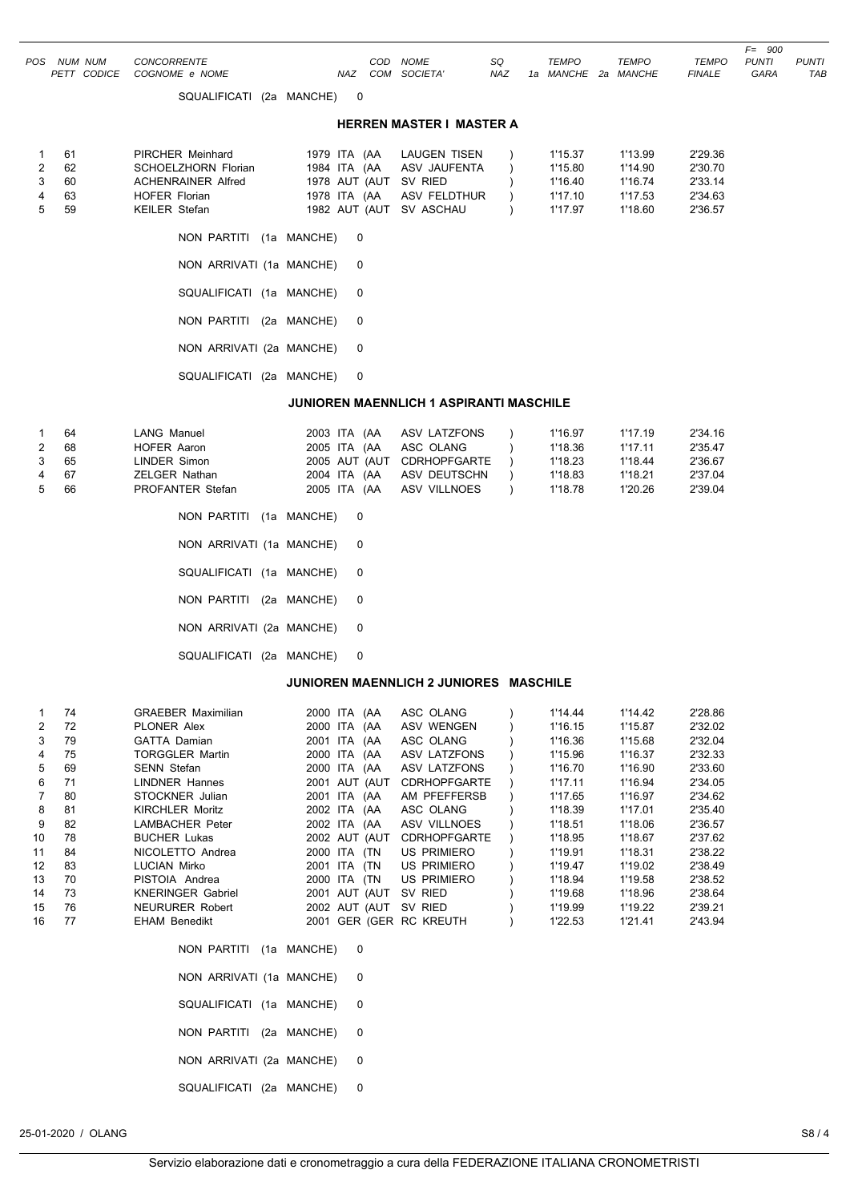| POS | NUM PETT | NUM CODICE | CONCORRENTE COGNOME e NOME | NAZ | COD COM | NOME SOCIETA' | SQ NAZ | TEMPO 1a MANCHE | TEMPO 2a MANCHE | TEMPO FINALE | F= 900 PUNTI GARA | PUNTI TAB |
|---|---|---|---|---|---|---|---|---|---|---|---|---|

SQUALIFICATI (2a MANCHE) 0

## HERREN MASTER I MASTER A

| POS | NUM PETT | NUM CODICE | CONCORRENTE COGNOME e NOME | NAZ | COD COM | NOME SOCIETA' | SQ NAZ | TEMPO 1a MANCHE | TEMPO 2a MANCHE | TEMPO FINALE | PUNTI GARA | PUNTI TAB |
|---|---|---|---|---|---|---|---|---|---|---|---|---|
| 1 | 61 | | PIRCHER Meinhard | 1979 ITA | (AA | LAUGEN TISEN | ) | 1'15.37 | 1'13.99 | 2'29.36 | | |
| 2 | 62 | | SCHOELZHORN Florian | 1984 ITA | (AA | ASV JAUFENTA | ) | 1'15.80 | 1'14.90 | 2'30.70 | | |
| 3 | 60 | | ACHENRAINER Alfred | 1978 AUT | (AUT | SV RIED | ) | 1'16.40 | 1'16.74 | 2'33.14 | | |
| 4 | 63 | | HOFER Florian | 1978 ITA | (AA | ASV FELDTHUR | ) | 1'17.10 | 1'17.53 | 2'34.63 | | |
| 5 | 59 | | KEILER Stefan | 1982 AUT | (AUT | SV ASCHAU | ) | 1'17.97 | 1'18.60 | 2'36.57 | | |

NON PARTITI (1a MANCHE) 0

NON ARRIVATI (1a MANCHE) 0

SQUALIFICATI (1a MANCHE) 0

NON PARTITI (2a MANCHE) 0

NON ARRIVATI (2a MANCHE) 0

SQUALIFICATI (2a MANCHE) 0

## JUNIOREN MAENNLICH 1 ASPIRANTI MASCHILE

| POS | NUM PETT | NUM CODICE | CONCORRENTE COGNOME e NOME | NAZ | COD COM | NOME SOCIETA' | SQ NAZ | TEMPO 1a MANCHE | TEMPO 2a MANCHE | TEMPO FINALE | PUNTI GARA | PUNTI TAB |
|---|---|---|---|---|---|---|---|---|---|---|---|---|
| 1 | 64 | | LANG Manuel | 2003 ITA | (AA | ASV LATZFONS | ) | 1'16.97 | 1'17.19 | 2'34.16 | | |
| 2 | 68 | | HOFER Aaron | 2005 ITA | (AA | ASC OLANG | ) | 1'18.36 | 1'17.11 | 2'35.47 | | |
| 3 | 65 | | LINDER Simon | 2005 AUT | (AUT | CDRHOPFGARTE | ) | 1'18.23 | 1'18.44 | 2'36.67 | | |
| 4 | 67 | | ZELGER Nathan | 2004 ITA | (AA | ASV DEUTSCHN | ) | 1'18.83 | 1'18.21 | 2'37.04 | | |
| 5 | 66 | | PROFANTER Stefan | 2005 ITA | (AA | ASV VILLNOES | ) | 1'18.78 | 1'20.26 | 2'39.04 | | |

NON PARTITI (1a MANCHE) 0

NON ARRIVATI (1a MANCHE) 0

SQUALIFICATI (1a MANCHE) 0

NON PARTITI (2a MANCHE) 0

NON ARRIVATI (2a MANCHE) 0

SQUALIFICATI (2a MANCHE) 0

## JUNIOREN MAENNLICH 2 JUNIORES MASCHILE

| POS | NUM PETT | NUM CODICE | CONCORRENTE COGNOME e NOME | NAZ | COD COM | NOME SOCIETA' | SQ NAZ | TEMPO 1a MANCHE | TEMPO 2a MANCHE | TEMPO FINALE | PUNTI GARA | PUNTI TAB |
|---|---|---|---|---|---|---|---|---|---|---|---|---|
| 1 | 74 | | GRAEBER Maximilian | 2000 ITA | (AA | ASC OLANG | ) | 1'14.44 | 1'14.42 | 2'28.86 | | |
| 2 | 72 | | PLONER Alex | 2000 ITA | (AA | ASV WENGEN | ) | 1'16.15 | 1'15.87 | 2'32.02 | | |
| 3 | 79 | | GATTA Damian | 2001 ITA | (AA | ASC OLANG | ) | 1'16.36 | 1'15.68 | 2'32.04 | | |
| 4 | 75 | | TORGGLER Martin | 2000 ITA | (AA | ASV LATZFONS | ) | 1'15.96 | 1'16.37 | 2'32.33 | | |
| 5 | 69 | | SENN Stefan | 2000 ITA | (AA | ASV LATZFONS | ) | 1'16.70 | 1'16.90 | 2'33.60 | | |
| 6 | 71 | | LINDNER Hannes | 2001 AUT | (AUT | CDRHOPFGARTE | ) | 1'17.11 | 1'16.94 | 2'34.05 | | |
| 7 | 80 | | STOCKNER Julian | 2001 ITA | (AA | AM PFEFFERSB | ) | 1'17.65 | 1'16.97 | 2'34.62 | | |
| 8 | 81 | | KIRCHLER Moritz | 2002 ITA | (AA | ASC OLANG | ) | 1'18.39 | 1'17.01 | 2'35.40 | | |
| 9 | 82 | | LAMBACHER Peter | 2002 ITA | (AA | ASV VILLNOES | ) | 1'18.51 | 1'18.06 | 2'36.57 | | |
| 10 | 78 | | BUCHER Lukas | 2002 AUT | (AUT | CDRHOPFGARTE | ) | 1'18.95 | 1'18.67 | 2'37.62 | | |
| 11 | 84 | | NICOLETTO Andrea | 2000 ITA | (TN | US PRIMIERO | ) | 1'19.91 | 1'18.31 | 2'38.22 | | |
| 12 | 83 | | LUCIAN Mirko | 2001 ITA | (TN | US PRIMIERO | ) | 1'19.47 | 1'19.02 | 2'38.49 | | |
| 13 | 70 | | PISTOIA Andrea | 2000 ITA | (TN | US PRIMIERO | ) | 1'18.94 | 1'19.58 | 2'38.52 | | |
| 14 | 73 | | KNERINGER Gabriel | 2001 AUT | (AUT | SV RIED | ) | 1'19.68 | 1'18.96 | 2'38.64 | | |
| 15 | 76 | | NEURURER Robert | 2002 AUT | (AUT | SV RIED | ) | 1'19.99 | 1'19.22 | 2'39.21 | | |
| 16 | 77 | | EHAM Benedikt | 2001 GER | (GER | RC KREUTH | ) | 1'22.53 | 1'21.41 | 2'43.94 | | |

NON PARTITI (1a MANCHE) 0

NON ARRIVATI (1a MANCHE) 0

SQUALIFICATI (1a MANCHE) 0

NON PARTITI (2a MANCHE) 0

NON ARRIVATI (2a MANCHE) 0

SQUALIFICATI (2a MANCHE) 0

25-01-2020 / OLANG

Servizio elaborazione dati e cronometraggio a cura della FEDERAZIONE ITALIANA CRONOMETRISTI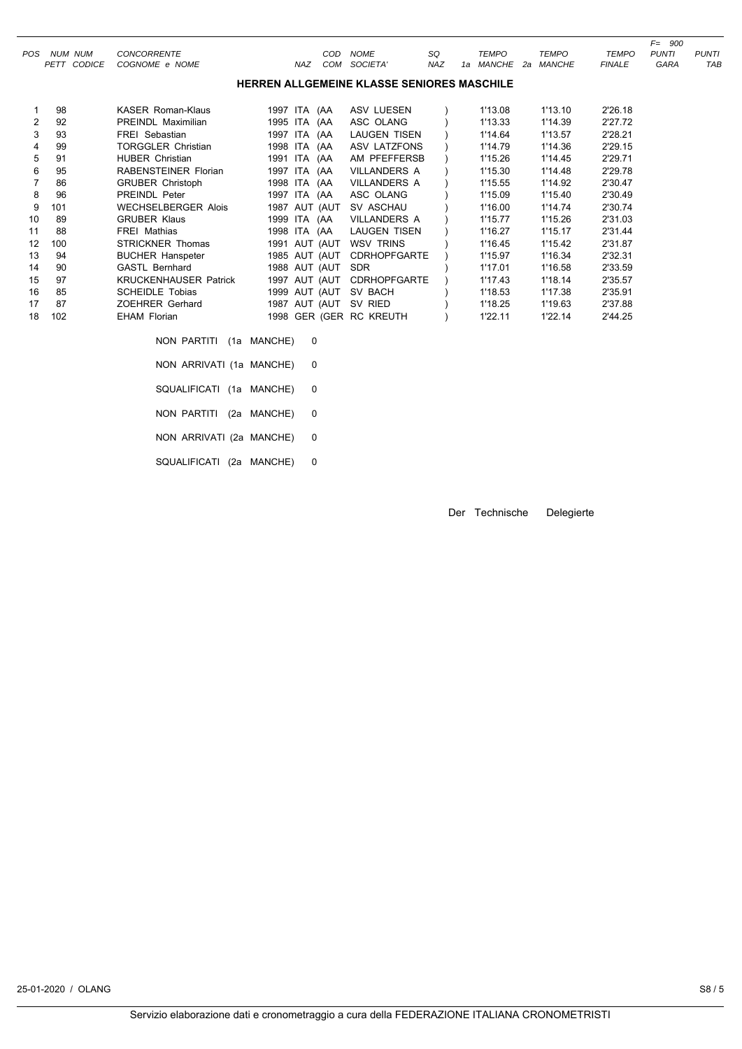| POS | NUM PETT | NUM CODICE | CONCORRENTE COGNOME e NOME | NAZ | COD COM | NOME SOCIETA' | SQ NAZ | TEMPO 1a MANCHE | TEMPO 2a MANCHE | TEMPO FINALE | F= 900 PUNTI GARA | PUNTI TAB |
|---|---|---|---|---|---|---|---|---|---|---|---|---|

## HERREN ALLGEMEINE KLASSE SENIORES MASCHILE

| POS | NUM PETT | NUM CODICE | CONCORRENTE COGNOME e NOME | NAZ | COD COM | NOME SOCIETA' | SQ NAZ | TEMPO 1a MANCHE | TEMPO 2a MANCHE | TEMPO FINALE | F= 900 PUNTI GARA | PUNTI TAB |
|---|---|---|---|---|---|---|---|---|---|---|---|---|
| 1 | 98 | | KASER Roman-Klaus | 1997 ITA | (AA | ASV LUESEN | ) | 1'13.08 | 1'13.10 | 2'26.18 | | |
| 2 | 92 | | PREINDL Maximilian | 1995 ITA | (AA | ASC OLANG | ) | 1'13.33 | 1'14.39 | 2'27.72 | | |
| 3 | 93 | | FREI Sebastian | 1997 ITA | (AA | LAUGEN TISEN | ) | 1'14.64 | 1'13.57 | 2'28.21 | | |
| 4 | 99 | | TORGGLER Christian | 1998 ITA | (AA | ASV LATZFONS | ) | 1'14.79 | 1'14.36 | 2'29.15 | | |
| 5 | 91 | | HUBER Christian | 1991 ITA | (AA | AM PFEFFERSB | ) | 1'15.26 | 1'14.45 | 2'29.71 | | |
| 6 | 95 | | RABENSTEINER Florian | 1997 ITA | (AA | VILLANDERS A | ) | 1'15.30 | 1'14.48 | 2'29.78 | | |
| 7 | 86 | | GRUBER Christoph | 1998 ITA | (AA | VILLANDERS A | ) | 1'15.55 | 1'14.92 | 2'30.47 | | |
| 8 | 96 | | PREINDL Peter | 1997 ITA | (AA | ASC OLANG | ) | 1'15.09 | 1'15.40 | 2'30.49 | | |
| 9 | 101 | | WECHSELBERGER Alois | 1987 AUT | (AUT | SV ASCHAU | ) | 1'16.00 | 1'14.74 | 2'30.74 | | |
| 10 | 89 | | GRUBER Klaus | 1999 ITA | (AA | VILLANDERS A | ) | 1'15.77 | 1'15.26 | 2'31.03 | | |
| 11 | 88 | | FREI Mathias | 1998 ITA | (AA | LAUGEN TISEN | ) | 1'16.27 | 1'15.17 | 2'31.44 | | |
| 12 | 100 | | STRICKNER Thomas | 1991 AUT | (AUT | WSV TRINS | ) | 1'16.45 | 1'15.42 | 2'31.87 | | |
| 13 | 94 | | BUCHER Hanspeter | 1985 AUT | (AUT | CDRHOPFGARTE | ) | 1'15.97 | 1'16.34 | 2'32.31 | | |
| 14 | 90 | | GASTL Bernhard | 1988 AUT | (AUT | SDR | ) | 1'17.01 | 1'16.58 | 2'33.59 | | |
| 15 | 97 | | KRUCKENHAUSER Patrick | 1997 AUT | (AUT | CDRHOPFGARTE | ) | 1'17.43 | 1'18.14 | 2'35.57 | | |
| 16 | 85 | | SCHEIDLE Tobias | 1999 AUT | (AUT | SV BACH | ) | 1'18.53 | 1'17.38 | 2'35.91 | | |
| 17 | 87 | | ZOEHRER Gerhard | 1987 AUT | (AUT | SV RIED | ) | 1'18.25 | 1'19.63 | 2'37.88 | | |
| 18 | 102 | | EHAM Florian | 1998 GER | (GER | RC KREUTH | ) | 1'22.11 | 1'22.14 | 2'44.25 | | |

NON PARTITI (1a MANCHE) 0

NON ARRIVATI (1a MANCHE) 0

SQUALIFICATI (1a MANCHE) 0

NON PARTITI (2a MANCHE) 0

NON ARRIVATI (2a MANCHE) 0

SQUALIFICATI (2a MANCHE) 0

Der Technische Delegierte

25-01-2020 / OLANG

Servizio elaborazione dati e cronometraggio a cura della FEDERAZIONE ITALIANA CRONOMETRISTI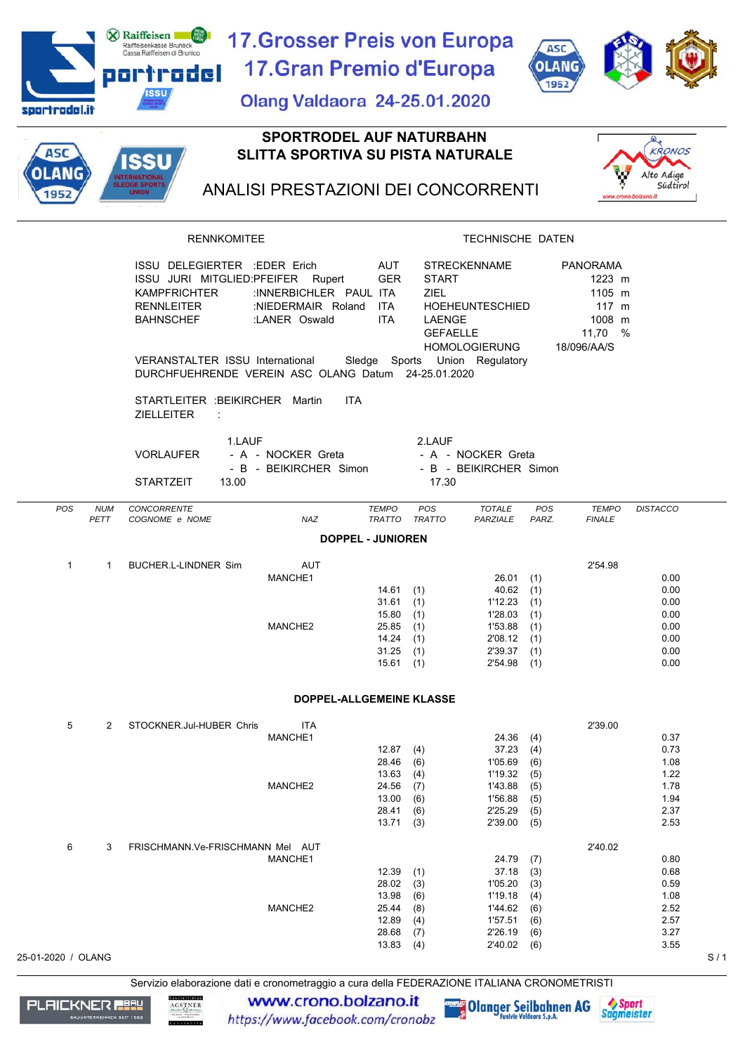# 17.Grosser Preis von Europa
# 17.Gran Premio d'Europa

Olang Valdaora 24-25.01.2020

## SPORTRODEL AUF NATURBAHN
## SLITTA SPORTIVA SU PISTA NATURALE

## ANALISI PRESTAZIONI DEI CONCORRENTI

| RENNKOMITEE | | | TECHNISCHE DATEN | |
|---|---|---|---|---|
| ISSU DELEGIERTER | :EDER Erich | AUT | STRECKENNAME | PANORAMA |
| ISSU JURI MITGLIED: | PFEIFER Rupert | GER | START | 1223 m |
| KAMPFRICHTER | :INNERBICHLER PAUL | ITA | ZIEL | 1105 m |
| RENNLEITER | :NIEDERMAIR Roland | ITA | HOEHEUNTESCHIED | 117 m |
| BAHNSCHEF | :LANER Oswald | ITA | LAENGE | 1008 m |
| | | | GEFAELLE | 11,70 % |
| | | | HOMOLOGIERUNG | 18/096/AA/S |

VERANSTALTER ISSU International Sledge Sports Union Regulatory
DURCHFUEHRENDE VEREIN ASC OLANG Datum 24-25.01.2020

STARTLEITER :BEIKIRCHER Martin ITA
ZIELLEITER :

| | 1.LAUF | 2.LAUF |
|---|---|---|
| VORLAUFER | - A - NOCKER Greta | - A - NOCKER Greta |
| | - B - BEIKIRCHER Simon | - B - BEIKIRCHER Simon |
| STARTZEIT | 13.00 | 17.30 |

### DOPPEL - JUNIOREN

| POS | NUM PETT | CONCORRENTE COGNOME e NOME | NAZ | TEMPO TRATTO | POS TRATTO | TOTALE PARZIALE | POS PARZ. | TEMPO FINALE | DISTACCO |
|---|---|---|---|---|---|---|---|---|---|
| 1 | 1 | BUCHER.L-LINDNER Sim | AUT | | | | | 2'54.98 | |
| | | | MANCHE1 | | | 26.01 | (1) | | 0.00 |
| | | | | 14.61 | (1) | 40.62 | (1) | | 0.00 |
| | | | | 31.61 | (1) | 1'12.23 | (1) | | 0.00 |
| | | | | 15.80 | (1) | 1'28.03 | (1) | | 0.00 |
| | | | MANCHE2 | 25.85 | (1) | 1'53.88 | (1) | | 0.00 |
| | | | | 14.24 | (1) | 2'08.12 | (1) | | 0.00 |
| | | | | 31.25 | (1) | 2'39.37 | (1) | | 0.00 |
| | | | | 15.61 | (1) | 2'54.98 | (1) | | 0.00 |

### DOPPEL-ALLGEMEINE KLASSE

| POS | NUM PETT | CONCORRENTE COGNOME e NOME | NAZ | TEMPO TRATTO | POS TRATTO | TOTALE PARZIALE | POS PARZ. | TEMPO FINALE | DISTACCO |
|---|---|---|---|---|---|---|---|---|---|
| 5 | 2 | STOCKNER.Jul-HUBER Chris | ITA | | | | | 2'39.00 | |
| | | | MANCHE1 | | | 24.36 | (4) | | 0.37 |
| | | | | 12.87 | (4) | 37.23 | (4) | | 0.73 |
| | | | | 28.46 | (6) | 1'05.69 | (6) | | 1.08 |
| | | | | 13.63 | (4) | 1'19.32 | (5) | | 1.22 |
| | | | MANCHE2 | 24.56 | (7) | 1'43.88 | (5) | | 1.78 |
| | | | | 13.00 | (6) | 1'56.88 | (5) | | 1.94 |
| | | | | 28.41 | (6) | 2'25.29 | (5) | | 2.37 |
| | | | | 13.71 | (3) | 2'39.00 | (5) | | 2.53 |
| 6 | 3 | FRISCHMANN.Ve-FRISCHMANN Mel | AUT | | | | | 2'40.02 | |
| | | | MANCHE1 | | | 24.79 | (7) | | 0.80 |
| | | | | 12.39 | (1) | 37.18 | (3) | | 0.68 |
| | | | | 28.02 | (3) | 1'05.20 | (3) | | 0.59 |
| | | | | 13.98 | (6) | 1'19.18 | (4) | | 1.08 |
| | | | MANCHE2 | 25.44 | (8) | 1'44.62 | (6) | | 2.52 |
| | | | | 12.89 | (4) | 1'57.51 | (6) | | 2.57 |
| | | | | 28.68 | (7) | 2'26.19 | (6) | | 3.27 |
| | | | | 13.83 | (4) | 2'40.02 | (6) | | 3.55 |

25-01-2020 / OLANG

Servizio elaborazione dati e cronometraggio a cura della FEDERAZIONE ITALIANA CRONOMETRISTI

www.crono.bolzano.it
https://www.facebook.com/cronobz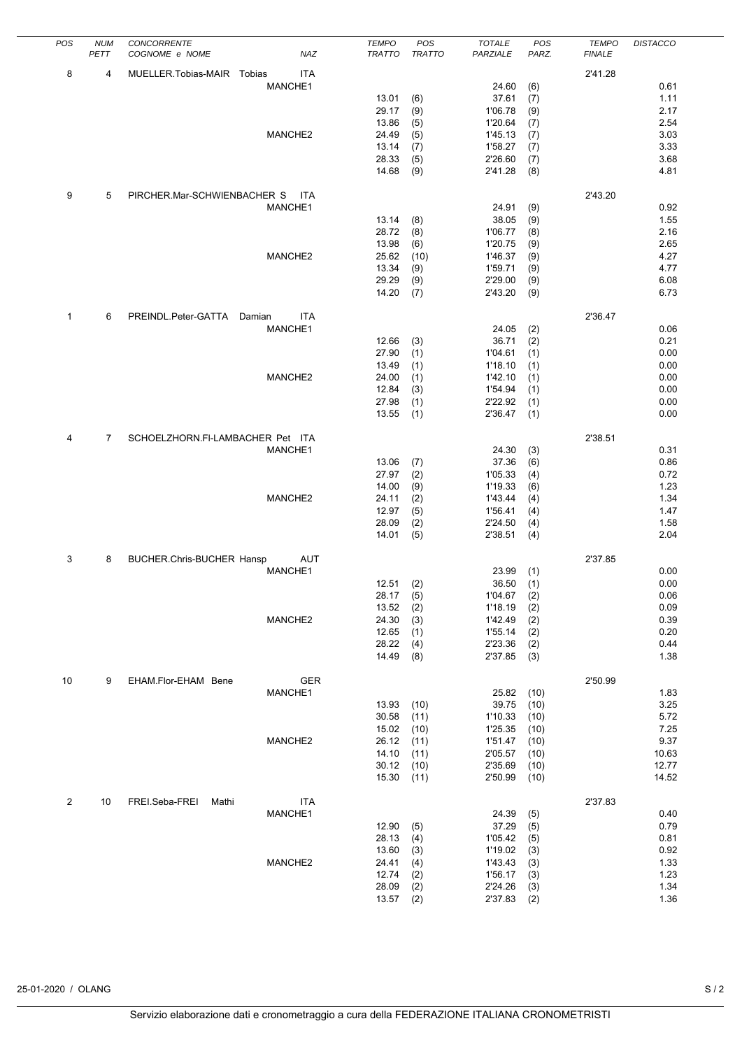| POS | NUM PETT | CONCORRENTE COGNOME e NOME | NAZ | TEMPO TRATTO | POS TRATTO | TOTALE PARZIALE | POS PARZ. | TEMPO FINALE | DISTACCO |
|---|---|---|---|---|---|---|---|---|---|
| 8 | 4 | MUELLER.Tobias-MAIR Tobias | ITA | | | | | 2'41.28 | |
| | | MANCHE1 | | | | 24.60 | (6) | | 0.61 |
| | | | | 13.01 | (6) | 37.61 | (7) | | 1.11 |
| | | | | 29.17 | (9) | 1'06.78 | (9) | | 2.17 |
| | | | | 13.86 | (5) | 1'20.64 | (7) | | 2.54 |
| | | MANCHE2 | | 24.49 | (5) | 1'45.13 | (7) | | 3.03 |
| | | | | 13.14 | (7) | 1'58.27 | (7) | | 3.33 |
| | | | | 28.33 | (5) | 2'26.60 | (7) | | 3.68 |
| | | | | 14.68 | (9) | 2'41.28 | (8) | | 4.81 |
| 9 | 5 | PIRCHER.Mar-SCHWIENBACHER S | ITA | | | | | 2'43.20 | |
| | | MANCHE1 | | | | 24.91 | (9) | | 0.92 |
| | | | | 13.14 | (8) | 38.05 | (9) | | 1.55 |
| | | | | 28.72 | (8) | 1'06.77 | (8) | | 2.16 |
| | | | | 13.98 | (6) | 1'20.75 | (9) | | 2.65 |
| | | MANCHE2 | | 25.62 | (10) | 1'46.37 | (9) | | 4.27 |
| | | | | 13.34 | (9) | 1'59.71 | (9) | | 4.77 |
| | | | | 29.29 | (9) | 2'29.00 | (9) | | 6.08 |
| | | | | 14.20 | (7) | 2'43.20 | (9) | | 6.73 |
| 1 | 6 | PREINDL.Peter-GATTA Damian | ITA | | | | | 2'36.47 | |
| | | MANCHE1 | | | | 24.05 | (2) | | 0.06 |
| | | | | 12.66 | (3) | 36.71 | (2) | | 0.21 |
| | | | | 27.90 | (1) | 1'04.61 | (1) | | 0.00 |
| | | | | 13.49 | (1) | 1'18.10 | (1) | | 0.00 |
| | | MANCHE2 | | 24.00 | (1) | 1'42.10 | (1) | | 0.00 |
| | | | | 12.84 | (3) | 1'54.94 | (1) | | 0.00 |
| | | | | 27.98 | (1) | 2'22.92 | (1) | | 0.00 |
| | | | | 13.55 | (1) | 2'36.47 | (1) | | 0.00 |
| 4 | 7 | SCHOELZHORN.Fl-LAMBACHER Pet | ITA | | | | | 2'38.51 | |
| | | MANCHE1 | | | | 24.30 | (3) | | 0.31 |
| | | | | 13.06 | (7) | 37.36 | (6) | | 0.86 |
| | | | | 27.97 | (2) | 1'05.33 | (4) | | 0.72 |
| | | | | 14.00 | (9) | 1'19.33 | (6) | | 1.23 |
| | | MANCHE2 | | 24.11 | (2) | 1'43.44 | (4) | | 1.34 |
| | | | | 12.97 | (5) | 1'56.41 | (4) | | 1.47 |
| | | | | 28.09 | (2) | 2'24.50 | (4) | | 1.58 |
| | | | | 14.01 | (5) | 2'38.51 | (4) | | 2.04 |
| 3 | 8 | BUCHER.Chris-BUCHER Hansp | AUT | | | | | 2'37.85 | |
| | | MANCHE1 | | | | 23.99 | (1) | | 0.00 |
| | | | | 12.51 | (2) | 36.50 | (1) | | 0.00 |
| | | | | 28.17 | (5) | 1'04.67 | (2) | | 0.06 |
| | | | | 13.52 | (2) | 1'18.19 | (2) | | 0.09 |
| | | MANCHE2 | | 24.30 | (3) | 1'42.49 | (2) | | 0.39 |
| | | | | 12.65 | (1) | 1'55.14 | (2) | | 0.20 |
| | | | | 28.22 | (4) | 2'23.36 | (2) | | 0.44 |
| | | | | 14.49 | (8) | 2'37.85 | (3) | | 1.38 |
| 10 | 9 | EHAM.Flor-EHAM Bene | GER | | | | | 2'50.99 | |
| | | MANCHE1 | | | | 25.82 | (10) | | 1.83 |
| | | | | 13.93 | (10) | 39.75 | (10) | | 3.25 |
| | | | | 30.58 | (11) | 1'10.33 | (10) | | 5.72 |
| | | | | 15.02 | (10) | 1'25.35 | (10) | | 7.25 |
| | | MANCHE2 | | 26.12 | (11) | 1'51.47 | (10) | | 9.37 |
| | | | | 14.10 | (11) | 2'05.57 | (10) | | 10.63 |
| | | | | 30.12 | (10) | 2'35.69 | (10) | | 12.77 |
| | | | | 15.30 | (11) | 2'50.99 | (10) | | 14.52 |
| 2 | 10 | FREI.Seba-FREI Mathi | ITA | | | | | 2'37.83 | |
| | | MANCHE1 | | | | 24.39 | (5) | | 0.40 |
| | | | | 12.90 | (5) | 37.29 | (5) | | 0.79 |
| | | | | 28.13 | (4) | 1'05.42 | (5) | | 0.81 |
| | | | | 13.60 | (3) | 1'19.02 | (3) | | 0.92 |
| | | MANCHE2 | | 24.41 | (4) | 1'43.43 | (3) | | 1.33 |
| | | | | 12.74 | (2) | 1'56.17 | (3) | | 1.23 |
| | | | | 28.09 | (2) | 2'24.26 | (3) | | 1.34 |
| | | | | 13.57 | (2) | 2'37.83 | (2) | | 1.36 |

25-01-2020 / OLANG

Servizio elaborazione dati e cronometraggio a cura della FEDERAZIONE ITALIANA CRONOMETRISTI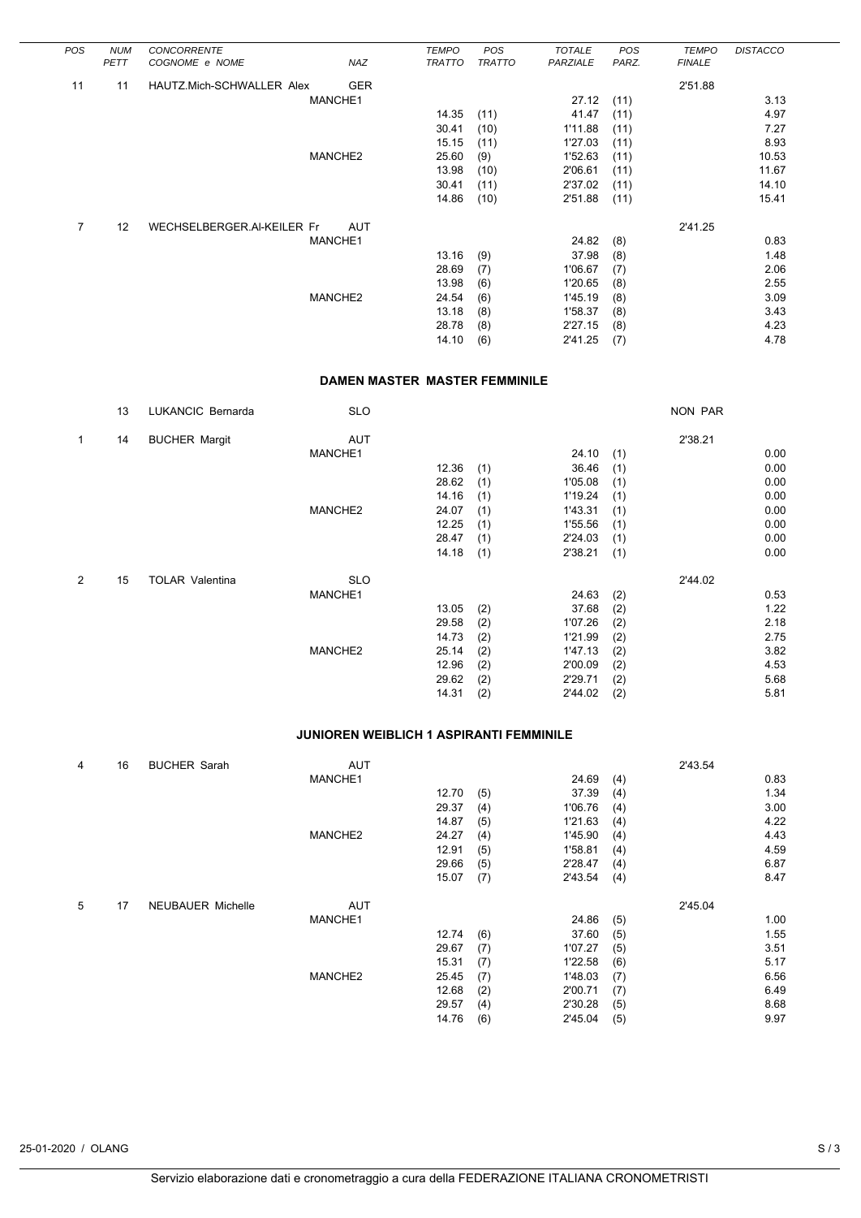| POS | NUM PETT | CONCORRENTE COGNOME e NOME | NAZ | TEMPO TRATTO | POS TRATTO | TOTALE PARZIALE | POS PARZ. | TEMPO FINALE | DISTACCO |
|---|---|---|---|---|---|---|---|---|---|
| 11 | 11 | HAUTZ.Mich-SCHWALLER Alex | GER | | | | | 2'51.88 | |
| | | | MANCHE1 | | | 27.12 | (11) | | 3.13 |
| | | | | 14.35 | (11) | 41.47 | (11) | | 4.97 |
| | | | | 30.41 | (10) | 1'11.88 | (11) | | 7.27 |
| | | | | 15.15 | (11) | 1'27.03 | (11) | | 8.93 |
| | | | MANCHE2 | 25.60 | (9) | 1'52.63 | (11) | | 10.53 |
| | | | | 13.98 | (10) | 2'06.61 | (11) | | 11.67 |
| | | | | 30.41 | (11) | 2'37.02 | (11) | | 14.10 |
| | | | | 14.86 | (10) | 2'51.88 | (11) | | 15.41 |
| 7 | 12 | WECHSELBERGER.Al-KEILER Fr | AUT | | | | | 2'41.25 | |
| | | | MANCHE1 | | | 24.82 | (8) | | 0.83 |
| | | | | 13.16 | (9) | 37.98 | (8) | | 1.48 |
| | | | | 28.69 | (7) | 1'06.67 | (7) | | 2.06 |
| | | | | 13.98 | (6) | 1'20.65 | (8) | | 2.55 |
| | | | MANCHE2 | 24.54 | (6) | 1'45.19 | (8) | | 3.09 |
| | | | | 13.18 | (8) | 1'58.37 | (8) | | 3.43 |
| | | | | 28.78 | (8) | 2'27.15 | (8) | | 4.23 |
| | | | | 14.10 | (6) | 2'41.25 | (7) | | 4.78 |

## DAMEN MASTER MASTER FEMMINILE

| POS | NUM PETT | CONCORRENTE COGNOME e NOME | NAZ | TEMPO TRATTO | POS TRATTO | TOTALE PARZIALE | POS PARZ. | TEMPO FINALE | DISTACCO |
|---|---|---|---|---|---|---|---|---|---|
| | 13 | LUKANCIC Bernarda | SLO | | | | | NON PAR | |
| 1 | 14 | BUCHER Margit | AUT | | | | | 2'38.21 | |
| | | | MANCHE1 | | | 24.10 | (1) | | 0.00 |
| | | | | 12.36 | (1) | 36.46 | (1) | | 0.00 |
| | | | | 28.62 | (1) | 1'05.08 | (1) | | 0.00 |
| | | | | 14.16 | (1) | 1'19.24 | (1) | | 0.00 |
| | | | MANCHE2 | 24.07 | (1) | 1'43.31 | (1) | | 0.00 |
| | | | | 12.25 | (1) | 1'55.56 | (1) | | 0.00 |
| | | | | 28.47 | (1) | 2'24.03 | (1) | | 0.00 |
| | | | | 14.18 | (1) | 2'38.21 | (1) | | 0.00 |
| 2 | 15 | TOLAR Valentina | SLO | | | | | 2'44.02 | |
| | | | MANCHE1 | | | 24.63 | (2) | | 0.53 |
| | | | | 13.05 | (2) | 37.68 | (2) | | 1.22 |
| | | | | 29.58 | (2) | 1'07.26 | (2) | | 2.18 |
| | | | | 14.73 | (2) | 1'21.99 | (2) | | 2.75 |
| | | | MANCHE2 | 25.14 | (2) | 1'47.13 | (2) | | 3.82 |
| | | | | 12.96 | (2) | 2'00.09 | (2) | | 4.53 |
| | | | | 29.62 | (2) | 2'29.71 | (2) | | 5.68 |
| | | | | 14.31 | (2) | 2'44.02 | (2) | | 5.81 |

## JUNIOREN WEIBLICH 1 ASPIRANTI FEMMINILE

| POS | NUM PETT | CONCORRENTE COGNOME e NOME | NAZ | TEMPO TRATTO | POS TRATTO | TOTALE PARZIALE | POS PARZ. | TEMPO FINALE | DISTACCO |
|---|---|---|---|---|---|---|---|---|---|
| 4 | 16 | BUCHER Sarah | AUT | | | | | 2'43.54 | |
| | | | MANCHE1 | | | 24.69 | (4) | | 0.83 |
| | | | | 12.70 | (5) | 37.39 | (4) | | 1.34 |
| | | | | 29.37 | (4) | 1'06.76 | (4) | | 3.00 |
| | | | | 14.87 | (5) | 1'21.63 | (4) | | 4.22 |
| | | | MANCHE2 | 24.27 | (4) | 1'45.90 | (4) | | 4.43 |
| | | | | 12.91 | (5) | 1'58.81 | (4) | | 4.59 |
| | | | | 29.66 | (5) | 2'28.47 | (4) | | 6.87 |
| | | | | 15.07 | (7) | 2'43.54 | (4) | | 8.47 |
| 5 | 17 | NEUBAUER Michelle | AUT | | | | | 2'45.04 | |
| | | | MANCHE1 | | | 24.86 | (5) | | 1.00 |
| | | | | 12.74 | (6) | 37.60 | (5) | | 1.55 |
| | | | | 29.67 | (7) | 1'07.27 | (5) | | 3.51 |
| | | | | 15.31 | (7) | 1'22.58 | (6) | | 5.17 |
| | | | MANCHE2 | 25.45 | (7) | 1'48.03 | (7) | | 6.56 |
| | | | | 12.68 | (2) | 2'00.71 | (7) | | 6.49 |
| | | | | 29.57 | (4) | 2'30.28 | (5) | | 8.68 |
| | | | | 14.76 | (6) | 2'45.04 | (5) | | 9.97 |

25-01-2020 / OLANG

Servizio elaborazione dati e cronometraggio a cura della FEDERAZIONE ITALIANA CRONOMETRISTI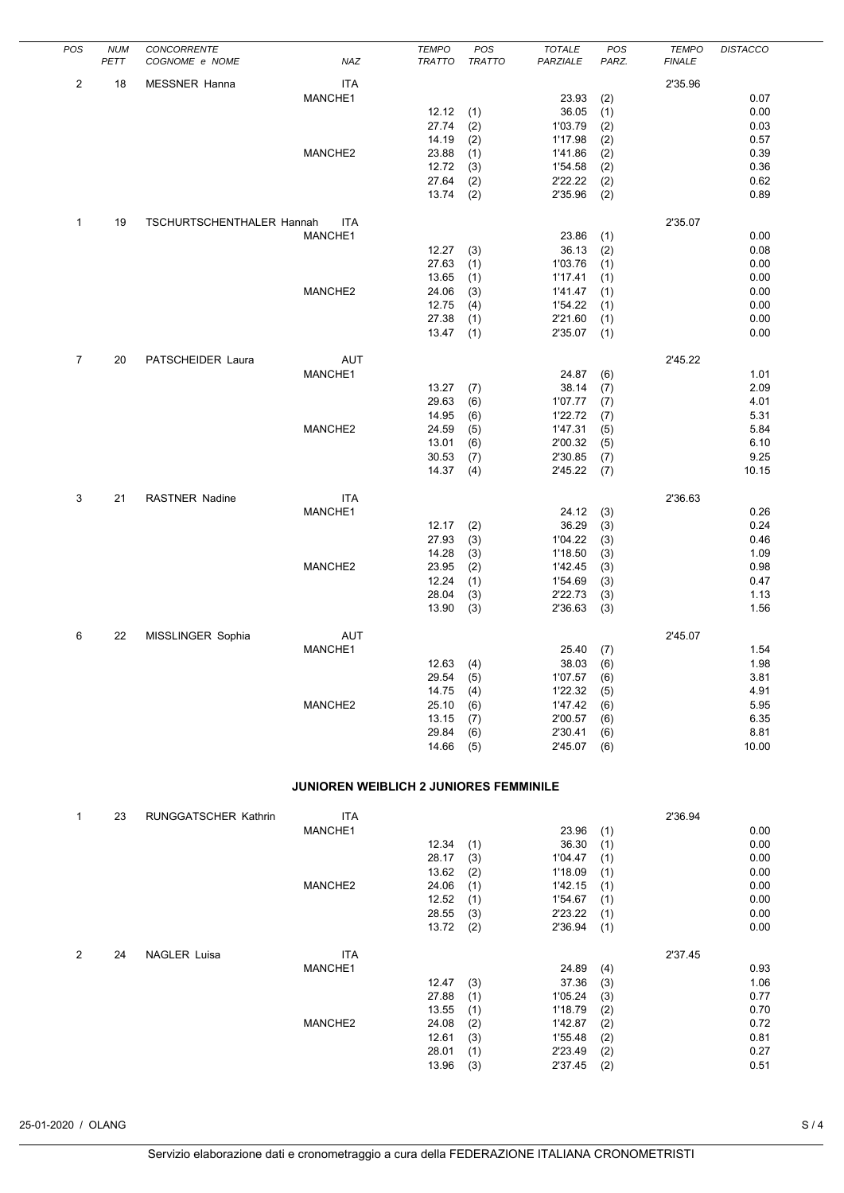| POS | NUM PETT | CONCORRENTE COGNOME e NOME | NAZ | TEMPO TRATTO | POS TRATTO | TOTALE PARZIALE | POS PARZ. | TEMPO FINALE | DISTACCO |
|---|---|---|---|---|---|---|---|---|---|
| 2 | 18 | MESSNER Hanna | ITA | | | | | 2'35.96 | |
| | | | MANCHE1 | | | 23.93 | (2) | | 0.07 |
| | | | | 12.12 | (1) | 36.05 | (1) | | 0.00 |
| | | | | 27.74 | (2) | 1'03.79 | (2) | | 0.03 |
| | | | | 14.19 | (2) | 1'17.98 | (2) | | 0.57 |
| | | | MANCHE2 | 23.88 | (1) | 1'41.86 | (2) | | 0.39 |
| | | | | 12.72 | (3) | 1'54.58 | (2) | | 0.36 |
| | | | | 27.64 | (2) | 2'22.22 | (2) | | 0.62 |
| | | | | 13.74 | (2) | 2'35.96 | (2) | | 0.89 |
| 1 | 19 | TSCHURTSCHENTHALER Hannah | ITA | | | | | 2'35.07 | |
| | | | MANCHE1 | | | 23.86 | (1) | | 0.00 |
| | | | | 12.27 | (3) | 36.13 | (2) | | 0.08 |
| | | | | 27.63 | (1) | 1'03.76 | (1) | | 0.00 |
| | | | | 13.65 | (1) | 1'17.41 | (1) | | 0.00 |
| | | | MANCHE2 | 24.06 | (3) | 1'41.47 | (1) | | 0.00 |
| | | | | 12.75 | (4) | 1'54.22 | (1) | | 0.00 |
| | | | | 27.38 | (1) | 2'21.60 | (1) | | 0.00 |
| | | | | 13.47 | (1) | 2'35.07 | (1) | | 0.00 |
| 7 | 20 | PATSCHEIDER Laura | AUT | | | | | 2'45.22 | |
| | | | MANCHE1 | | | 24.87 | (6) | | 1.01 |
| | | | | 13.27 | (7) | 38.14 | (7) | | 2.09 |
| | | | | 29.63 | (6) | 1'07.77 | (7) | | 4.01 |
| | | | | 14.95 | (6) | 1'22.72 | (7) | | 5.31 |
| | | | MANCHE2 | 24.59 | (5) | 1'47.31 | (5) | | 5.84 |
| | | | | 13.01 | (6) | 2'00.32 | (5) | | 6.10 |
| | | | | 30.53 | (7) | 2'30.85 | (7) | | 9.25 |
| | | | | 14.37 | (4) | 2'45.22 | (7) | | 10.15 |
| 3 | 21 | RASTNER Nadine | ITA | | | | | 2'36.63 | |
| | | | MANCHE1 | | | 24.12 | (3) | | 0.26 |
| | | | | 12.17 | (2) | 36.29 | (3) | | 0.24 |
| | | | | 27.93 | (3) | 1'04.22 | (3) | | 0.46 |
| | | | | 14.28 | (3) | 1'18.50 | (3) | | 1.09 |
| | | | MANCHE2 | 23.95 | (2) | 1'42.45 | (3) | | 0.98 |
| | | | | 12.24 | (1) | 1'54.69 | (3) | | 0.47 |
| | | | | 28.04 | (3) | 2'22.73 | (3) | | 1.13 |
| | | | | 13.90 | (3) | 2'36.63 | (3) | | 1.56 |
| 6 | 22 | MISSLINGER Sophia | AUT | | | | | 2'45.07 | |
| | | | MANCHE1 | | | 25.40 | (7) | | 1.54 |
| | | | | 12.63 | (4) | 38.03 | (6) | | 1.98 |
| | | | | 29.54 | (5) | 1'07.57 | (6) | | 3.81 |
| | | | | 14.75 | (4) | 1'22.32 | (5) | | 4.91 |
| | | | MANCHE2 | 25.10 | (6) | 1'47.42 | (6) | | 5.95 |
| | | | | 13.15 | (7) | 2'00.57 | (6) | | 6.35 |
| | | | | 29.84 | (6) | 2'30.41 | (6) | | 8.81 |
| | | | | 14.66 | (5) | 2'45.07 | (6) | | 10.00 |

## JUNIOREN WEIBLICH 2 JUNIORES FEMMINILE

| POS | NUM PETT | CONCORRENTE COGNOME e NOME | NAZ | TEMPO TRATTO | POS TRATTO | TOTALE PARZIALE | POS PARZ. | TEMPO FINALE | DISTACCO |
|---|---|---|---|---|---|---|---|---|---|
| 1 | 23 | RUNGGATSCHER Kathrin | ITA | | | | | 2'36.94 | |
| | | | MANCHE1 | | | 23.96 | (1) | | 0.00 |
| | | | | 12.34 | (1) | 36.30 | (1) | | 0.00 |
| | | | | 28.17 | (3) | 1'04.47 | (1) | | 0.00 |
| | | | | 13.62 | (2) | 1'18.09 | (1) | | 0.00 |
| | | | MANCHE2 | 24.06 | (1) | 1'42.15 | (1) | | 0.00 |
| | | | | 12.52 | (1) | 1'54.67 | (1) | | 0.00 |
| | | | | 28.55 | (3) | 2'23.22 | (1) | | 0.00 |
| | | | | 13.72 | (2) | 2'36.94 | (1) | | 0.00 |
| 2 | 24 | NAGLER Luisa | ITA | | | | | 2'37.45 | |
| | | | MANCHE1 | | | 24.89 | (4) | | 0.93 |
| | | | | 12.47 | (3) | 37.36 | (3) | | 1.06 |
| | | | | 27.88 | (1) | 1'05.24 | (3) | | 0.77 |
| | | | | 13.55 | (1) | 1'18.79 | (2) | | 0.70 |
| | | | MANCHE2 | 24.08 | (2) | 1'42.87 | (2) | | 0.72 |
| | | | | 12.61 | (3) | 1'55.48 | (2) | | 0.81 |
| | | | | 28.01 | (1) | 2'23.49 | (2) | | 0.27 |
| | | | | 13.96 | (3) | 2'37.45 | (2) | | 0.51 |

25-01-2020 / OLANG

Servizio elaborazione dati e cronometraggio a cura della FEDERAZIONE ITALIANA CRONOMETRISTI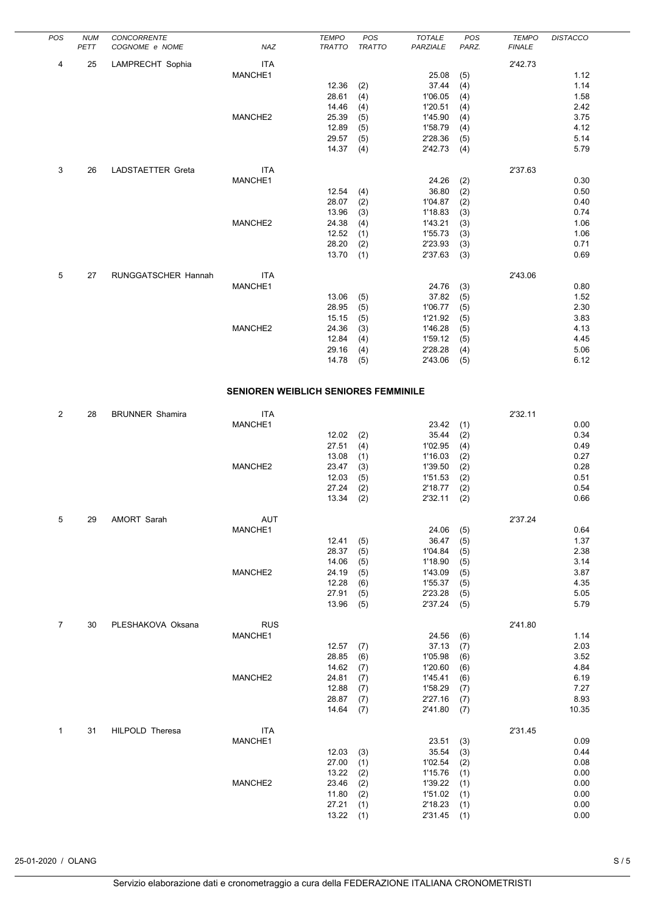| POS | NUM PETT | CONCORRENTE COGNOME e NOME | NAZ | TEMPO TRATTO | POS TRATTO | TOTALE PARZIALE | POS PARZ. | TEMPO FINALE | DISTACCO |
|---|---|---|---|---|---|---|---|---|---|
| 4 | 25 | LAMPRECHT Sophia | ITA | | | | | 2'42.73 | |
| | | | MANCHE1 | | | 25.08 | (5) | | 1.12 |
| | | | | 12.36 | (2) | 37.44 | (4) | | 1.14 |
| | | | | 28.61 | (4) | 1'06.05 | (4) | | 1.58 |
| | | | | 14.46 | (4) | 1'20.51 | (4) | | 2.42 |
| | | | MANCHE2 | 25.39 | (5) | 1'45.90 | (4) | | 3.75 |
| | | | | 12.89 | (5) | 1'58.79 | (4) | | 4.12 |
| | | | | 29.57 | (5) | 2'28.36 | (5) | | 5.14 |
| | | | | 14.37 | (4) | 2'42.73 | (4) | | 5.79 |
| 3 | 26 | LADSTAETTER Greta | ITA | | | | | 2'37.63 | |
| | | | MANCHE1 | | | 24.26 | (2) | | 0.30 |
| | | | | 12.54 | (4) | 36.80 | (2) | | 0.50 |
| | | | | 28.07 | (2) | 1'04.87 | (2) | | 0.40 |
| | | | | 13.96 | (3) | 1'18.83 | (3) | | 0.74 |
| | | | MANCHE2 | 24.38 | (4) | 1'43.21 | (3) | | 1.06 |
| | | | | 12.52 | (1) | 1'55.73 | (3) | | 1.06 |
| | | | | 28.20 | (2) | 2'23.93 | (3) | | 0.71 |
| | | | | 13.70 | (1) | 2'37.63 | (3) | | 0.69 |
| 5 | 27 | RUNGGATSCHER Hannah | ITA | | | | | 2'43.06 | |
| | | | MANCHE1 | | | 24.76 | (3) | | 0.80 |
| | | | | 13.06 | (5) | 37.82 | (5) | | 1.52 |
| | | | | 28.95 | (5) | 1'06.77 | (5) | | 2.30 |
| | | | | 15.15 | (5) | 1'21.92 | (5) | | 3.83 |
| | | | MANCHE2 | 24.36 | (3) | 1'46.28 | (5) | | 4.13 |
| | | | | 12.84 | (4) | 1'59.12 | (5) | | 4.45 |
| | | | | 29.16 | (4) | 2'28.28 | (4) | | 5.06 |
| | | | | 14.78 | (5) | 2'43.06 | (5) | | 6.12 |

## SENIOREN WEIBLICH SENIORES FEMMINILE

| POS | NUM PETT | CONCORRENTE COGNOME e NOME | NAZ | TEMPO TRATTO | POS TRATTO | TOTALE PARZIALE | POS PARZ. | TEMPO FINALE | DISTACCO |
|---|---|---|---|---|---|---|---|---|---|
| 2 | 28 | BRUNNER Shamira | ITA | | | | | 2'32.11 | |
| | | | MANCHE1 | | | 23.42 | (1) | | 0.00 |
| | | | | 12.02 | (2) | 35.44 | (2) | | 0.34 |
| | | | | 27.51 | (4) | 1'02.95 | (4) | | 0.49 |
| | | | | 13.08 | (1) | 1'16.03 | (2) | | 0.27 |
| | | | MANCHE2 | 23.47 | (3) | 1'39.50 | (2) | | 0.28 |
| | | | | 12.03 | (5) | 1'51.53 | (2) | | 0.51 |
| | | | | 27.24 | (2) | 2'18.77 | (2) | | 0.54 |
| | | | | 13.34 | (2) | 2'32.11 | (2) | | 0.66 |
| 5 | 29 | AMORT Sarah | AUT | | | | | 2'37.24 | |
| | | | MANCHE1 | | | 24.06 | (5) | | 0.64 |
| | | | | 12.41 | (5) | 36.47 | (5) | | 1.37 |
| | | | | 28.37 | (5) | 1'04.84 | (5) | | 2.38 |
| | | | | 14.06 | (5) | 1'18.90 | (5) | | 3.14 |
| | | | MANCHE2 | 24.19 | (5) | 1'43.09 | (5) | | 3.87 |
| | | | | 12.28 | (6) | 1'55.37 | (5) | | 4.35 |
| | | | | 27.91 | (5) | 2'23.28 | (5) | | 5.05 |
| | | | | 13.96 | (5) | 2'37.24 | (5) | | 5.79 |
| 7 | 30 | PLESHAKOVA Oksana | RUS | | | | | 2'41.80 | |
| | | | MANCHE1 | | | 24.56 | (6) | | 1.14 |
| | | | | 12.57 | (7) | 37.13 | (7) | | 2.03 |
| | | | | 28.85 | (6) | 1'05.98 | (6) | | 3.52 |
| | | | | 14.62 | (7) | 1'20.60 | (6) | | 4.84 |
| | | | MANCHE2 | 24.81 | (7) | 1'45.41 | (6) | | 6.19 |
| | | | | 12.88 | (7) | 1'58.29 | (7) | | 7.27 |
| | | | | 28.87 | (7) | 2'27.16 | (7) | | 8.93 |
| | | | | 14.64 | (7) | 2'41.80 | (7) | | 10.35 |
| 1 | 31 | HILPOLD Theresa | ITA | | | | | 2'31.45 | |
| | | | MANCHE1 | | | 23.51 | (3) | | 0.09 |
| | | | | 12.03 | (3) | 35.54 | (3) | | 0.44 |
| | | | | 27.00 | (1) | 1'02.54 | (2) | | 0.08 |
| | | | | 13.22 | (2) | 1'15.76 | (1) | | 0.00 |
| | | | MANCHE2 | 23.46 | (2) | 1'39.22 | (1) | | 0.00 |
| | | | | 11.80 | (2) | 1'51.02 | (1) | | 0.00 |
| | | | | 27.21 | (1) | 2'18.23 | (1) | | 0.00 |
| | | | | 13.22 | (1) | 2'31.45 | (1) | | 0.00 |

25-01-2020 / OLANG

Servizio elaborazione dati e cronometraggio a cura della FEDERAZIONE ITALIANA CRONOMETRISTI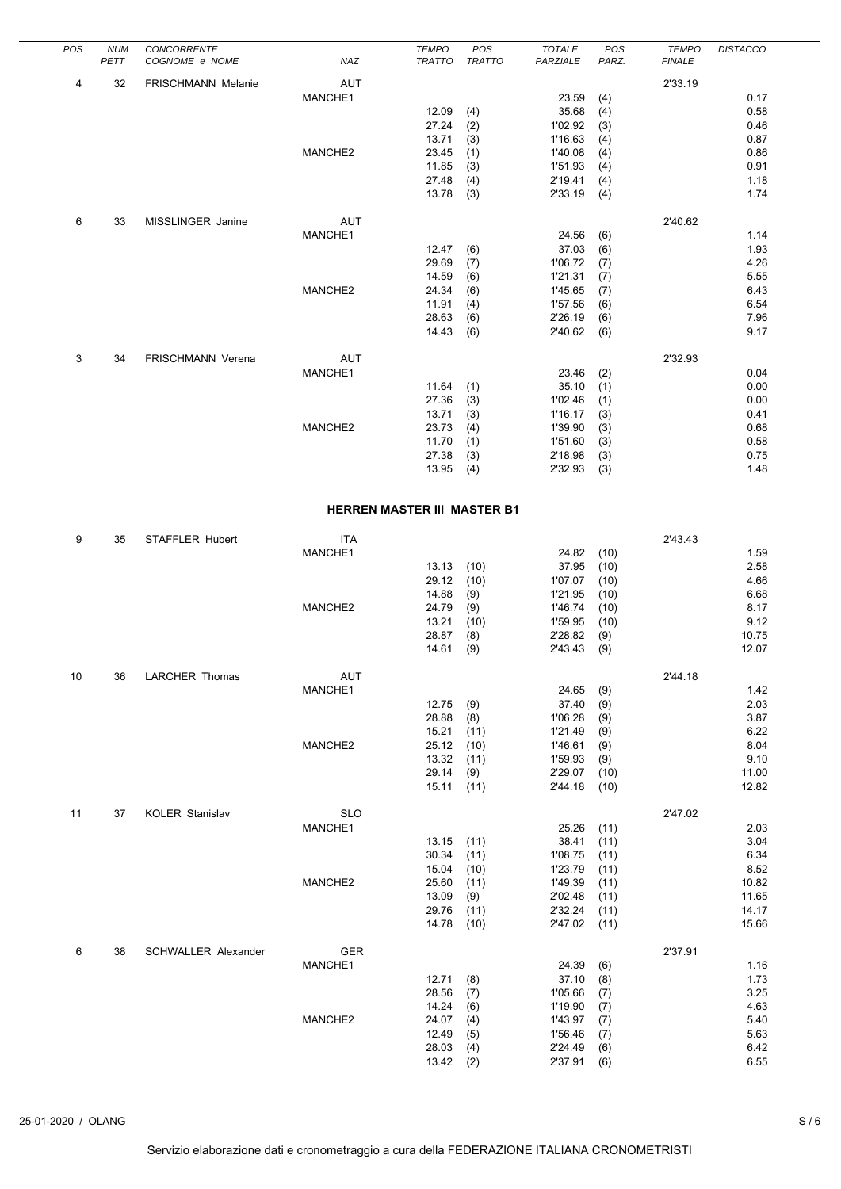| POS | NUM PETT | CONCORRENTE COGNOME e NOME | NAZ | TEMPO TRATTO | POS TRATTO | TOTALE PARZIALE | POS PARZ. | TEMPO FINALE | DISTACCO |
|---|---|---|---|---|---|---|---|---|---|
| 4 | 32 | FRISCHMANN Melanie | AUT | | | | | 2'33.19 | |
| | | | MANCHE1 | | | 23.59 | (4) | | 0.17 |
| | | | | 12.09 | (4) | 35.68 | (4) | | 0.58 |
| | | | | 27.24 | (2) | 1'02.92 | (3) | | 0.46 |
| | | | | 13.71 | (3) | 1'16.63 | (4) | | 0.87 |
| | | | MANCHE2 | 23.45 | (1) | 1'40.08 | (4) | | 0.86 |
| | | | | 11.85 | (3) | 1'51.93 | (4) | | 0.91 |
| | | | | 27.48 | (4) | 2'19.41 | (4) | | 1.18 |
| | | | | 13.78 | (3) | 2'33.19 | (4) | | 1.74 |
| 6 | 33 | MISSLINGER Janine | AUT | | | | | 2'40.62 | |
| | | | MANCHE1 | | | 24.56 | (6) | | 1.14 |
| | | | | 12.47 | (6) | 37.03 | (6) | | 1.93 |
| | | | | 29.69 | (7) | 1'06.72 | (7) | | 4.26 |
| | | | | 14.59 | (6) | 1'21.31 | (7) | | 5.55 |
| | | | MANCHE2 | 24.34 | (6) | 1'45.65 | (7) | | 6.43 |
| | | | | 11.91 | (4) | 1'57.56 | (6) | | 6.54 |
| | | | | 28.63 | (6) | 2'26.19 | (6) | | 7.96 |
| | | | | 14.43 | (6) | 2'40.62 | (6) | | 9.17 |
| 3 | 34 | FRISCHMANN Verena | AUT | | | | | 2'32.93 | |
| | | | MANCHE1 | | | 23.46 | (2) | | 0.04 |
| | | | | 11.64 | (1) | 35.10 | (1) | | 0.00 |
| | | | | 27.36 | (3) | 1'02.46 | (1) | | 0.00 |
| | | | | 13.71 | (3) | 1'16.17 | (3) | | 0.41 |
| | | | MANCHE2 | 23.73 | (4) | 1'39.90 | (3) | | 0.68 |
| | | | | 11.70 | (1) | 1'51.60 | (3) | | 0.58 |
| | | | | 27.38 | (3) | 2'18.98 | (3) | | 0.75 |
| | | | | 13.95 | (4) | 2'32.93 | (3) | | 1.48 |

**HERREN MASTER III MASTER B1**

| POS | NUM PETT | CONCORRENTE COGNOME e NOME | NAZ | TEMPO TRATTO | POS TRATTO | TOTALE PARZIALE | POS PARZ. | TEMPO FINALE | DISTACCO |
|---|---|---|---|---|---|---|---|---|---|
| 9 | 35 | STAFFLER Hubert | ITA | | | | | 2'43.43 | |
| | | | MANCHE1 | | | 24.82 | (10) | | 1.59 |
| | | | | 13.13 | (10) | 37.95 | (10) | | 2.58 |
| | | | | 29.12 | (10) | 1'07.07 | (10) | | 4.66 |
| | | | | 14.88 | (9) | 1'21.95 | (10) | | 6.68 |
| | | | MANCHE2 | 24.79 | (9) | 1'46.74 | (10) | | 8.17 |
| | | | | 13.21 | (10) | 1'59.95 | (10) | | 9.12 |
| | | | | 28.87 | (8) | 2'28.82 | (9) | | 10.75 |
| | | | | 14.61 | (9) | 2'43.43 | (9) | | 12.07 |
| 10 | 36 | LARCHER Thomas | AUT | | | | | 2'44.18 | |
| | | | MANCHE1 | | | 24.65 | (9) | | 1.42 |
| | | | | 12.75 | (9) | 37.40 | (9) | | 2.03 |
| | | | | 28.88 | (8) | 1'06.28 | (9) | | 3.87 |
| | | | | 15.21 | (11) | 1'21.49 | (9) | | 6.22 |
| | | | MANCHE2 | 25.12 | (10) | 1'46.61 | (9) | | 8.04 |
| | | | | 13.32 | (11) | 1'59.93 | (9) | | 9.10 |
| | | | | 29.14 | (9) | 2'29.07 | (10) | | 11.00 |
| | | | | 15.11 | (11) | 2'44.18 | (10) | | 12.82 |
| 11 | 37 | KOLER Stanislav | SLO | | | | | 2'47.02 | |
| | | | MANCHE1 | | | 25.26 | (11) | | 2.03 |
| | | | | 13.15 | (11) | 38.41 | (11) | | 3.04 |
| | | | | 30.34 | (11) | 1'08.75 | (11) | | 6.34 |
| | | | | 15.04 | (10) | 1'23.79 | (11) | | 8.52 |
| | | | MANCHE2 | 25.60 | (11) | 1'49.39 | (11) | | 10.82 |
| | | | | 13.09 | (9) | 2'02.48 | (11) | | 11.65 |
| | | | | 29.76 | (11) | 2'32.24 | (11) | | 14.17 |
| | | | | 14.78 | (10) | 2'47.02 | (11) | | 15.66 |
| 6 | 38 | SCHWALLER Alexander | GER | | | | | 2'37.91 | |
| | | | MANCHE1 | | | 24.39 | (6) | | 1.16 |
| | | | | 12.71 | (8) | 37.10 | (8) | | 1.73 |
| | | | | 28.56 | (7) | 1'05.66 | (7) | | 3.25 |
| | | | | 14.24 | (6) | 1'19.90 | (7) | | 4.63 |
| | | | MANCHE2 | 24.07 | (4) | 1'43.97 | (7) | | 5.40 |
| | | | | 12.49 | (5) | 1'56.46 | (7) | | 5.63 |
| | | | | 28.03 | (4) | 2'24.49 | (6) | | 6.42 |
| | | | | 13.42 | (2) | 2'37.91 | (6) | | 6.55 |

25-01-2020 / OLANG

Servizio elaborazione dati e cronometraggio a cura della FEDERAZIONE ITALIANA CRONOMETRISTI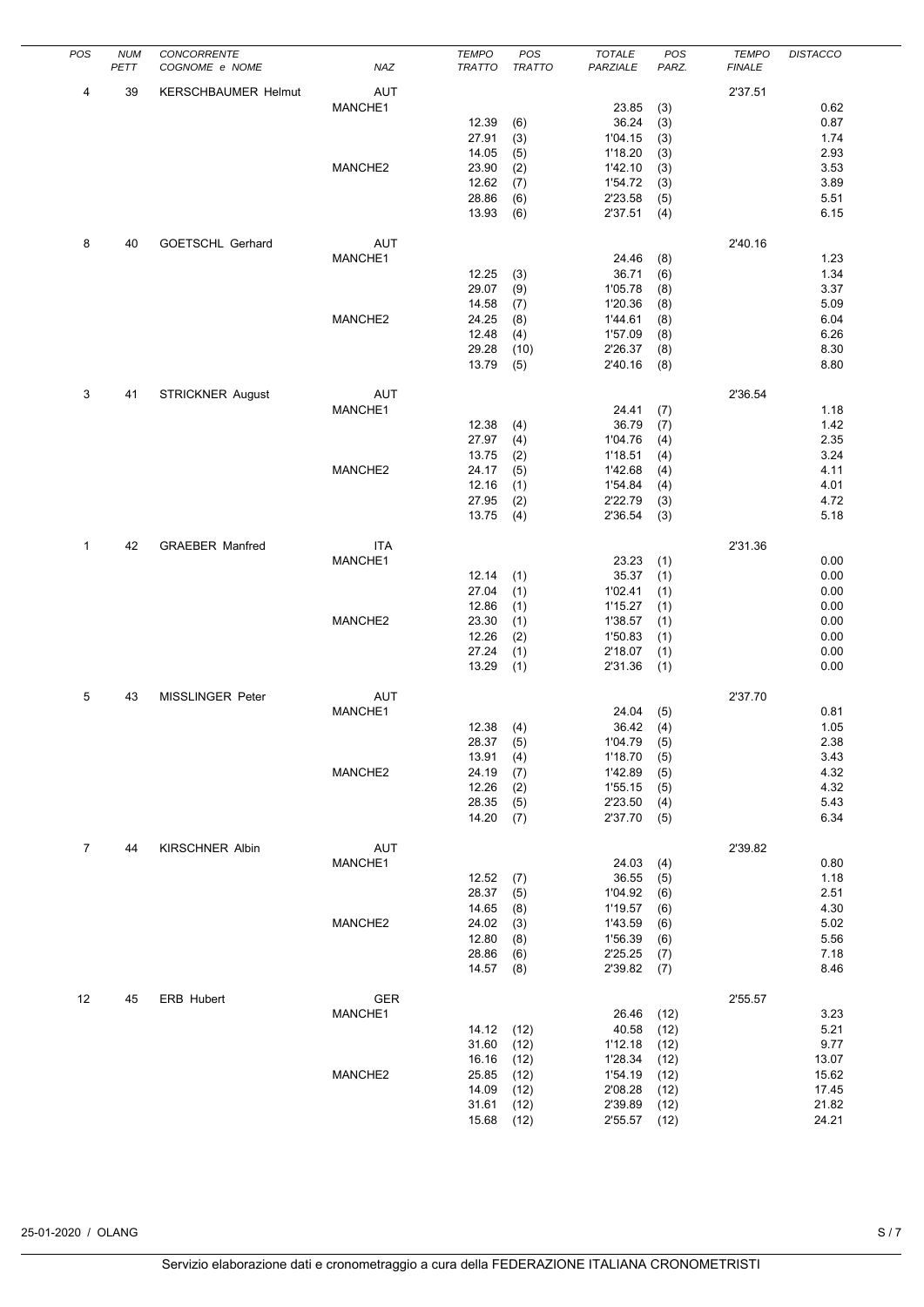| POS | NUM PETT | CONCORRENTE COGNOME e NOME | NAZ | TEMPO TRATTO | POS TRATTO | TOTALE PARZIALE | POS PARZ. | TEMPO FINALE | DISTACCO |
|---|---|---|---|---|---|---|---|---|---|
| 4 | 39 | KERSCHBAUMER Helmut | AUT | | | | | 2'37.51 | |
| | | | MANCHE1 | | | 23.85 | (3) | | 0.62 |
| | | | | 12.39 | (6) | 36.24 | (3) | | 0.87 |
| | | | | 27.91 | (3) | 1'04.15 | (3) | | 1.74 |
| | | | | 14.05 | (5) | 1'18.20 | (3) | | 2.93 |
| | | | MANCHE2 | 23.90 | (2) | 1'42.10 | (3) | | 3.53 |
| | | | | 12.62 | (7) | 1'54.72 | (3) | | 3.89 |
| | | | | 28.86 | (6) | 2'23.58 | (5) | | 5.51 |
| | | | | 13.93 | (6) | 2'37.51 | (4) | | 6.15 |
| 8 | 40 | GOETSCHL Gerhard | AUT | | | | | 2'40.16 | |
| | | | MANCHE1 | | | 24.46 | (8) | | 1.23 |
| | | | | 12.25 | (3) | 36.71 | (6) | | 1.34 |
| | | | | 29.07 | (9) | 1'05.78 | (8) | | 3.37 |
| | | | | 14.58 | (7) | 1'20.36 | (8) | | 5.09 |
| | | | MANCHE2 | 24.25 | (8) | 1'44.61 | (8) | | 6.04 |
| | | | | 12.48 | (4) | 1'57.09 | (8) | | 6.26 |
| | | | | 29.28 | (10) | 2'26.37 | (8) | | 8.30 |
| | | | | 13.79 | (5) | 2'40.16 | (8) | | 8.80 |
| 3 | 41 | STRICKNER August | AUT | | | | | 2'36.54 | |
| | | | MANCHE1 | | | 24.41 | (7) | | 1.18 |
| | | | | 12.38 | (4) | 36.79 | (7) | | 1.42 |
| | | | | 27.97 | (4) | 1'04.76 | (4) | | 2.35 |
| | | | | 13.75 | (2) | 1'18.51 | (4) | | 3.24 |
| | | | MANCHE2 | 24.17 | (5) | 1'42.68 | (4) | | 4.11 |
| | | | | 12.16 | (1) | 1'54.84 | (4) | | 4.01 |
| | | | | 27.95 | (2) | 2'22.79 | (3) | | 4.72 |
| | | | | 13.75 | (4) | 2'36.54 | (3) | | 5.18 |
| 1 | 42 | GRAEBER Manfred | ITA | | | | | 2'31.36 | |
| | | | MANCHE1 | | | 23.23 | (1) | | 0.00 |
| | | | | 12.14 | (1) | 35.37 | (1) | | 0.00 |
| | | | | 27.04 | (1) | 1'02.41 | (1) | | 0.00 |
| | | | | 12.86 | (1) | 1'15.27 | (1) | | 0.00 |
| | | | MANCHE2 | 23.30 | (1) | 1'38.57 | (1) | | 0.00 |
| | | | | 12.26 | (2) | 1'50.83 | (1) | | 0.00 |
| | | | | 27.24 | (1) | 2'18.07 | (1) | | 0.00 |
| | | | | 13.29 | (1) | 2'31.36 | (1) | | 0.00 |
| 5 | 43 | MISSLINGER Peter | AUT | | | | | 2'37.70 | |
| | | | MANCHE1 | | | 24.04 | (5) | | 0.81 |
| | | | | 12.38 | (4) | 36.42 | (4) | | 1.05 |
| | | | | 28.37 | (5) | 1'04.79 | (5) | | 2.38 |
| | | | | 13.91 | (4) | 1'18.70 | (5) | | 3.43 |
| | | | MANCHE2 | 24.19 | (7) | 1'42.89 | (5) | | 4.32 |
| | | | | 12.26 | (2) | 1'55.15 | (5) | | 4.32 |
| | | | | 28.35 | (5) | 2'23.50 | (4) | | 5.43 |
| | | | | 14.20 | (7) | 2'37.70 | (5) | | 6.34 |
| 7 | 44 | KIRSCHNER Albin | AUT | | | | | 2'39.82 | |
| | | | MANCHE1 | | | 24.03 | (4) | | 0.80 |
| | | | | 12.52 | (7) | 36.55 | (5) | | 1.18 |
| | | | | 28.37 | (5) | 1'04.92 | (6) | | 2.51 |
| | | | | 14.65 | (8) | 1'19.57 | (6) | | 4.30 |
| | | | MANCHE2 | 24.02 | (3) | 1'43.59 | (6) | | 5.02 |
| | | | | 12.80 | (8) | 1'56.39 | (6) | | 5.56 |
| | | | | 28.86 | (6) | 2'25.25 | (7) | | 7.18 |
| | | | | 14.57 | (8) | 2'39.82 | (7) | | 8.46 |
| 12 | 45 | ERB Hubert | GER | | | | | 2'55.57 | |
| | | | MANCHE1 | | | 26.46 | (12) | | 3.23 |
| | | | | 14.12 | (12) | 40.58 | (12) | | 5.21 |
| | | | | 31.60 | (12) | 1'12.18 | (12) | | 9.77 |
| | | | | 16.16 | (12) | 1'28.34 | (12) | | 13.07 |
| | | | MANCHE2 | 25.85 | (12) | 1'54.19 | (12) | | 15.62 |
| | | | | 14.09 | (12) | 2'08.28 | (12) | | 17.45 |
| | | | | 31.61 | (12) | 2'39.89 | (12) | | 21.82 |
| | | | | 15.68 | (12) | 2'55.57 | (12) | | 24.21 |

25-01-2020 / OLANG

Servizio elaborazione dati e cronometraggio a cura della FEDERAZIONE ITALIANA CRONOMETRISTI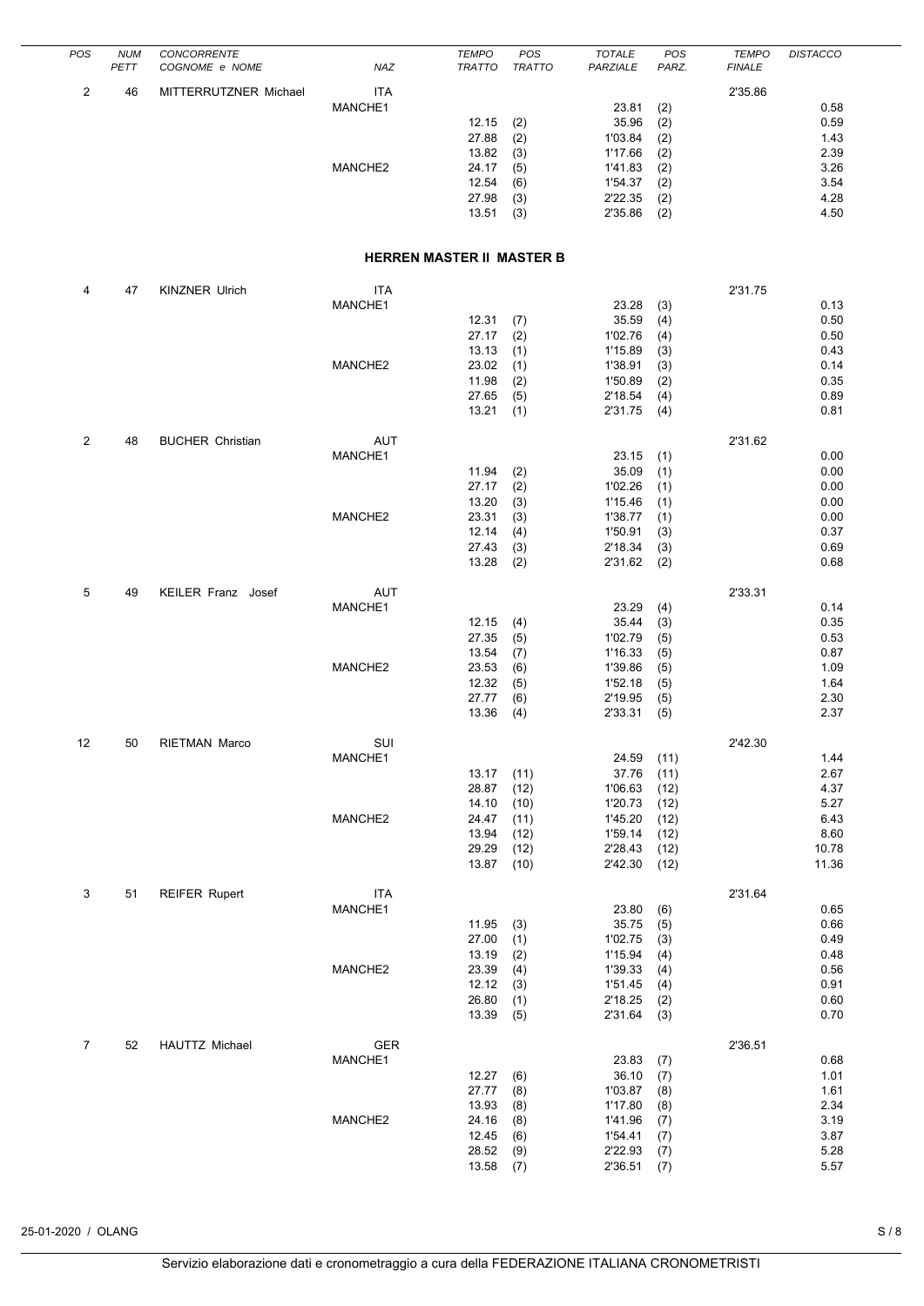| POS | NUM PETT | CONCORRENTE COGNOME e NOME | NAZ | TEMPO TRATTO | POS TRATTO | TOTALE PARZIALE | POS PARZ. | TEMPO FINALE | DISTACCO |
|---|---|---|---|---|---|---|---|---|---|
| 2 | 46 | MITTERRUTZNER Michael | ITA | | | | | 2'35.86 | |
| | | | MANCHE1 | | | 23.81 | (2) | | 0.58 |
| | | | | 12.15 | (2) | 35.96 | (2) | | 0.59 |
| | | | | 27.88 | (2) | 1'03.84 | (2) | | 1.43 |
| | | | | 13.82 | (3) | 1'17.66 | (2) | | 2.39 |
| | | | MANCHE2 | 24.17 | (5) | 1'41.83 | (2) | | 3.26 |
| | | | | 12.54 | (6) | 1'54.37 | (2) | | 3.54 |
| | | | | 27.98 | (3) | 2'22.35 | (2) | | 4.28 |
| | | | | 13.51 | (3) | 2'35.86 | (2) | | 4.50 |

**HERREN MASTER II MASTER B**

| POS | NUM PETT | CONCORRENTE COGNOME e NOME | NAZ | TEMPO TRATTO | POS TRATTO | TOTALE PARZIALE | POS PARZ. | TEMPO FINALE | DISTACCO |
|---|---|---|---|---|---|---|---|---|---|
| 4 | 47 | KINZNER Ulrich | ITA | | | | | 2'31.75 | |
| | | | MANCHE1 | | | 23.28 | (3) | | 0.13 |
| | | | | 12.31 | (7) | 35.59 | (4) | | 0.50 |
| | | | | 27.17 | (2) | 1'02.76 | (4) | | 0.50 |
| | | | | 13.13 | (1) | 1'15.89 | (3) | | 0.43 |
| | | | MANCHE2 | 23.02 | (1) | 1'38.91 | (3) | | 0.14 |
| | | | | 11.98 | (2) | 1'50.89 | (2) | | 0.35 |
| | | | | 27.65 | (5) | 2'18.54 | (4) | | 0.89 |
| | | | | 13.21 | (1) | 2'31.75 | (4) | | 0.81 |
| 2 | 48 | BUCHER Christian | AUT | | | | | 2'31.62 | |
| | | | MANCHE1 | | | 23.15 | (1) | | 0.00 |
| | | | | 11.94 | (2) | 35.09 | (1) | | 0.00 |
| | | | | 27.17 | (2) | 1'02.26 | (1) | | 0.00 |
| | | | | 13.20 | (3) | 1'15.46 | (1) | | 0.00 |
| | | | MANCHE2 | 23.31 | (3) | 1'38.77 | (1) | | 0.00 |
| | | | | 12.14 | (4) | 1'50.91 | (3) | | 0.37 |
| | | | | 27.43 | (3) | 2'18.34 | (3) | | 0.69 |
| | | | | 13.28 | (2) | 2'31.62 | (2) | | 0.68 |
| 5 | 49 | KEILER Franz Josef | AUT | | | | | 2'33.31 | |
| | | | MANCHE1 | | | 23.29 | (4) | | 0.14 |
| | | | | 12.15 | (4) | 35.44 | (3) | | 0.35 |
| | | | | 27.35 | (5) | 1'02.79 | (5) | | 0.53 |
| | | | | 13.54 | (7) | 1'16.33 | (5) | | 0.87 |
| | | | MANCHE2 | 23.53 | (6) | 1'39.86 | (5) | | 1.09 |
| | | | | 12.32 | (5) | 1'52.18 | (5) | | 1.64 |
| | | | | 27.77 | (6) | 2'19.95 | (5) | | 2.30 |
| | | | | 13.36 | (4) | 2'33.31 | (5) | | 2.37 |
| 12 | 50 | RIETMAN Marco | SUI | | | | | 2'42.30 | |
| | | | MANCHE1 | | | 24.59 | (11) | | 1.44 |
| | | | | 13.17 | (11) | 37.76 | (11) | | 2.67 |
| | | | | 28.87 | (12) | 1'06.63 | (12) | | 4.37 |
| | | | | 14.10 | (10) | 1'20.73 | (12) | | 5.27 |
| | | | MANCHE2 | 24.47 | (11) | 1'45.20 | (12) | | 6.43 |
| | | | | 13.94 | (12) | 1'59.14 | (12) | | 8.60 |
| | | | | 29.29 | (12) | 2'28.43 | (12) | | 10.78 |
| | | | | 13.87 | (10) | 2'42.30 | (12) | | 11.36 |
| 3 | 51 | REIFER Rupert | ITA | | | | | 2'31.64 | |
| | | | MANCHE1 | | | 23.80 | (6) | | 0.65 |
| | | | | 11.95 | (3) | 35.75 | (5) | | 0.66 |
| | | | | 27.00 | (1) | 1'02.75 | (3) | | 0.49 |
| | | | | 13.19 | (2) | 1'15.94 | (4) | | 0.48 |
| | | | MANCHE2 | 23.39 | (4) | 1'39.33 | (4) | | 0.56 |
| | | | | 12.12 | (3) | 1'51.45 | (4) | | 0.91 |
| | | | | 26.80 | (1) | 2'18.25 | (2) | | 0.60 |
| | | | | 13.39 | (5) | 2'31.64 | (3) | | 0.70 |
| 7 | 52 | HAUTTZ Michael | GER | | | | | 2'36.51 | |
| | | | MANCHE1 | | | 23.83 | (7) | | 0.68 |
| | | | | 12.27 | (6) | 36.10 | (7) | | 1.01 |
| | | | | 27.77 | (8) | 1'03.87 | (8) | | 1.61 |
| | | | | 13.93 | (8) | 1'17.80 | (8) | | 2.34 |
| | | | MANCHE2 | 24.16 | (8) | 1'41.96 | (7) | | 3.19 |
| | | | | 12.45 | (6) | 1'54.41 | (7) | | 3.87 |
| | | | | 28.52 | (9) | 2'22.93 | (7) | | 5.28 |
| | | | | 13.58 | (7) | 2'36.51 | (7) | | 5.57 |

25-01-2020 / OLANG

Servizio elaborazione dati e cronometraggio a cura della FEDERAZIONE ITALIANA CRONOMETRISTI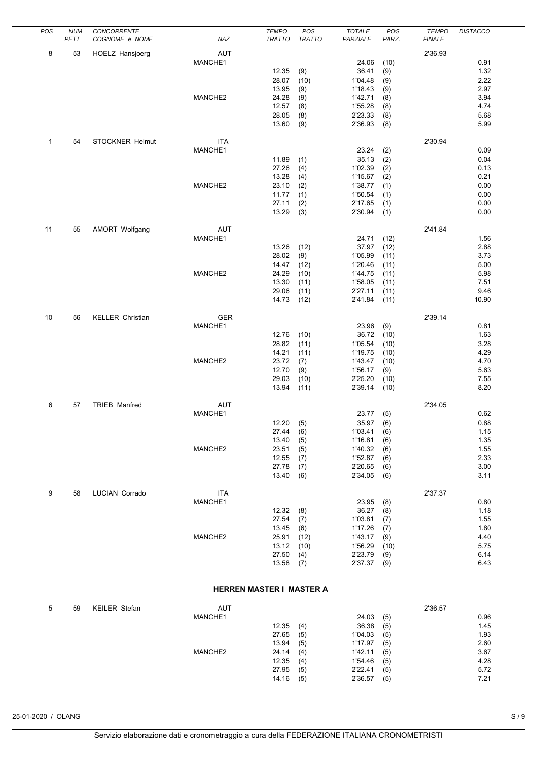| POS | NUM PETT | CONCORRENTE COGNOME e NOME | NAZ | TEMPO TRATTO | POS TRATTO | TOTALE PARZIALE | POS PARZ. | TEMPO FINALE | DISTACCO |
|---|---|---|---|---|---|---|---|---|---|
| 8 | 53 | HOELZ Hansjoerg | AUT | | | | | 2'36.93 | |
| | | | MANCHE1 | | | 24.06 | (10) | | 0.91 |
| | | | | 12.35 | (9) | 36.41 | (9) | | 1.32 |
| | | | | 28.07 | (10) | 1'04.48 | (9) | | 2.22 |
| | | | | 13.95 | (9) | 1'18.43 | (9) | | 2.97 |
| | | | MANCHE2 | 24.28 | (9) | 1'42.71 | (8) | | 3.94 |
| | | | | 12.57 | (8) | 1'55.28 | (8) | | 4.74 |
| | | | | 28.05 | (8) | 2'23.33 | (8) | | 5.68 |
| | | | | 13.60 | (9) | 2'36.93 | (8) | | 5.99 |
| 1 | 54 | STOCKNER Helmut | ITA | | | | | 2'30.94 | |
| | | | MANCHE1 | | | 23.24 | (2) | | 0.09 |
| | | | | 11.89 | (1) | 35.13 | (2) | | 0.04 |
| | | | | 27.26 | (4) | 1'02.39 | (2) | | 0.13 |
| | | | | 13.28 | (4) | 1'15.67 | (2) | | 0.21 |
| | | | MANCHE2 | 23.10 | (2) | 1'38.77 | (1) | | 0.00 |
| | | | | 11.77 | (1) | 1'50.54 | (1) | | 0.00 |
| | | | | 27.11 | (2) | 2'17.65 | (1) | | 0.00 |
| | | | | 13.29 | (3) | 2'30.94 | (1) | | 0.00 |
| 11 | 55 | AMORT Wolfgang | AUT | | | | | 2'41.84 | |
| | | | MANCHE1 | | | 24.71 | (12) | | 1.56 |
| | | | | 13.26 | (12) | 37.97 | (12) | | 2.88 |
| | | | | 28.02 | (9) | 1'05.99 | (11) | | 3.73 |
| | | | | 14.47 | (12) | 1'20.46 | (11) | | 5.00 |
| | | | MANCHE2 | 24.29 | (10) | 1'44.75 | (11) | | 5.98 |
| | | | | 13.30 | (11) | 1'58.05 | (11) | | 7.51 |
| | | | | 29.06 | (11) | 2'27.11 | (11) | | 9.46 |
| | | | | 14.73 | (12) | 2'41.84 | (11) | | 10.90 |
| 10 | 56 | KELLER Christian | GER | | | | | 2'39.14 | |
| | | | MANCHE1 | | | 23.96 | (9) | | 0.81 |
| | | | | 12.76 | (10) | 36.72 | (10) | | 1.63 |
| | | | | 28.82 | (11) | 1'05.54 | (10) | | 3.28 |
| | | | | 14.21 | (11) | 1'19.75 | (10) | | 4.29 |
| | | | MANCHE2 | 23.72 | (7) | 1'43.47 | (10) | | 4.70 |
| | | | | 12.70 | (9) | 1'56.17 | (9) | | 5.63 |
| | | | | 29.03 | (10) | 2'25.20 | (10) | | 7.55 |
| | | | | 13.94 | (11) | 2'39.14 | (10) | | 8.20 |
| 6 | 57 | TRIEB Manfred | AUT | | | | | 2'34.05 | |
| | | | MANCHE1 | | | 23.77 | (5) | | 0.62 |
| | | | | 12.20 | (5) | 35.97 | (6) | | 0.88 |
| | | | | 27.44 | (6) | 1'03.41 | (6) | | 1.15 |
| | | | | 13.40 | (5) | 1'16.81 | (6) | | 1.35 |
| | | | MANCHE2 | 23.51 | (5) | 1'40.32 | (6) | | 1.55 |
| | | | | 12.55 | (7) | 1'52.87 | (6) | | 2.33 |
| | | | | 27.78 | (7) | 2'20.65 | (6) | | 3.00 |
| | | | | 13.40 | (6) | 2'34.05 | (6) | | 3.11 |
| 9 | 58 | LUCIAN Corrado | ITA | | | | | 2'37.37 | |
| | | | MANCHE1 | | | 23.95 | (8) | | 0.80 |
| | | | | 12.32 | (8) | 36.27 | (8) | | 1.18 |
| | | | | 27.54 | (7) | 1'03.81 | (7) | | 1.55 |
| | | | | 13.45 | (6) | 1'17.26 | (7) | | 1.80 |
| | | | MANCHE2 | 25.91 | (12) | 1'43.17 | (9) | | 4.40 |
| | | | | 13.12 | (10) | 1'56.29 | (10) | | 5.75 |
| | | | | 27.50 | (4) | 2'23.79 | (9) | | 6.14 |
| | | | | 13.58 | (7) | 2'37.37 | (9) | | 6.43 |

**HERREN MASTER I MASTER A**

| POS | NUM PETT | CONCORRENTE COGNOME e NOME | NAZ | TEMPO TRATTO | POS TRATTO | TOTALE PARZIALE | POS PARZ. | TEMPO FINALE | DISTACCO |
|---|---|---|---|---|---|---|---|---|---|
| 5 | 59 | KEILER Stefan | AUT | | | | | 2'36.57 | |
| | | | MANCHE1 | | | 24.03 | (5) | | 0.96 |
| | | | | 12.35 | (4) | 36.38 | (5) | | 1.45 |
| | | | | 27.65 | (5) | 1'04.03 | (5) | | 1.93 |
| | | | | 13.94 | (5) | 1'17.97 | (5) | | 2.60 |
| | | | MANCHE2 | 24.14 | (4) | 1'42.11 | (5) | | 3.67 |
| | | | | 12.35 | (4) | 1'54.46 | (5) | | 4.28 |
| | | | | 27.95 | (5) | 2'22.41 | (5) | | 5.72 |
| | | | | 14.16 | (5) | 2'36.57 | (5) | | 7.21 |

25-01-2020 / OLANG

Servizio elaborazione dati e cronometraggio a cura della FEDERAZIONE ITALIANA CRONOMETRISTI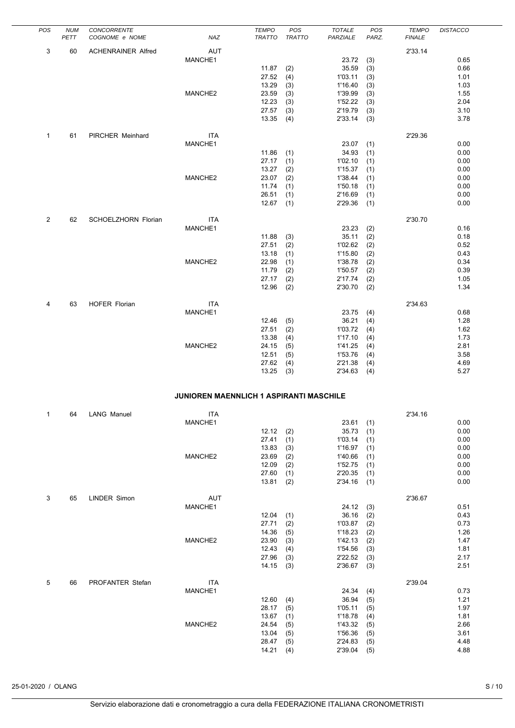| POS | NUM PETT | CONCORRENTE COGNOME e NOME | NAZ | TEMPO TRATTO | POS TRATTO | TOTALE PARZIALE | POS PARZ. | TEMPO FINALE | DISTACCO |
|---|---|---|---|---|---|---|---|---|---|
| 3 | 60 | ACHENRAINER Alfred | AUT | | | | | 2'33.14 | |
| | | | MANCHE1 | | | 23.72 | (3) | | 0.65 |
| | | | | 11.87 | (2) | 35.59 | (3) | | 0.66 |
| | | | | 27.52 | (4) | 1'03.11 | (3) | | 1.01 |
| | | | | 13.29 | (3) | 1'16.40 | (3) | | 1.03 |
| | | | MANCHE2 | 23.59 | (3) | 1'39.99 | (3) | | 1.55 |
| | | | | 12.23 | (3) | 1'52.22 | (3) | | 2.04 |
| | | | | 27.57 | (3) | 2'19.79 | (3) | | 3.10 |
| | | | | 13.35 | (4) | 2'33.14 | (3) | | 3.78 |
| 1 | 61 | PIRCHER Meinhard | ITA | | | | | 2'29.36 | |
| | | | MANCHE1 | | | 23.07 | (1) | | 0.00 |
| | | | | 11.86 | (1) | 34.93 | (1) | | 0.00 |
| | | | | 27.17 | (1) | 1'02.10 | (1) | | 0.00 |
| | | | | 13.27 | (2) | 1'15.37 | (1) | | 0.00 |
| | | | MANCHE2 | 23.07 | (2) | 1'38.44 | (1) | | 0.00 |
| | | | | 11.74 | (1) | 1'50.18 | (1) | | 0.00 |
| | | | | 26.51 | (1) | 2'16.69 | (1) | | 0.00 |
| | | | | 12.67 | (1) | 2'29.36 | (1) | | 0.00 |
| 2 | 62 | SCHOELZHORN Florian | ITA | | | | | 2'30.70 | |
| | | | MANCHE1 | | | 23.23 | (2) | | 0.16 |
| | | | | 11.88 | (3) | 35.11 | (2) | | 0.18 |
| | | | | 27.51 | (2) | 1'02.62 | (2) | | 0.52 |
| | | | | 13.18 | (1) | 1'15.80 | (2) | | 0.43 |
| | | | MANCHE2 | 22.98 | (1) | 1'38.78 | (2) | | 0.34 |
| | | | | 11.79 | (2) | 1'50.57 | (2) | | 0.39 |
| | | | | 27.17 | (2) | 2'17.74 | (2) | | 1.05 |
| | | | | 12.96 | (2) | 2'30.70 | (2) | | 1.34 |
| 4 | 63 | HOFER Florian | ITA | | | | | 2'34.63 | |
| | | | MANCHE1 | | | 23.75 | (4) | | 0.68 |
| | | | | 12.46 | (5) | 36.21 | (4) | | 1.28 |
| | | | | 27.51 | (2) | 1'03.72 | (4) | | 1.62 |
| | | | | 13.38 | (4) | 1'17.10 | (4) | | 1.73 |
| | | | MANCHE2 | 24.15 | (5) | 1'41.25 | (4) | | 2.81 |
| | | | | 12.51 | (5) | 1'53.76 | (4) | | 3.58 |
| | | | | 27.62 | (4) | 2'21.38 | (4) | | 4.69 |
| | | | | 13.25 | (3) | 2'34.63 | (4) | | 5.27 |

## JUNIOREN MAENNLICH 1 ASPIRANTI MASCHILE

| POS | NUM PETT | CONCORRENTE COGNOME e NOME | NAZ | TEMPO TRATTO | POS TRATTO | TOTALE PARZIALE | POS PARZ. | TEMPO FINALE | DISTACCO |
|---|---|---|---|---|---|---|---|---|---|
| 1 | 64 | LANG Manuel | ITA | | | | | 2'34.16 | |
| | | | MANCHE1 | | | 23.61 | (1) | | 0.00 |
| | | | | 12.12 | (2) | 35.73 | (1) | | 0.00 |
| | | | | 27.41 | (1) | 1'03.14 | (1) | | 0.00 |
| | | | | 13.83 | (3) | 1'16.97 | (1) | | 0.00 |
| | | | MANCHE2 | 23.69 | (2) | 1'40.66 | (1) | | 0.00 |
| | | | | 12.09 | (2) | 1'52.75 | (1) | | 0.00 |
| | | | | 27.60 | (1) | 2'20.35 | (1) | | 0.00 |
| | | | | 13.81 | (2) | 2'34.16 | (1) | | 0.00 |
| 3 | 65 | LINDER Simon | AUT | | | | | 2'36.67 | |
| | | | MANCHE1 | | | 24.12 | (3) | | 0.51 |
| | | | | 12.04 | (1) | 36.16 | (2) | | 0.43 |
| | | | | 27.71 | (2) | 1'03.87 | (2) | | 0.73 |
| | | | | 14.36 | (5) | 1'18.23 | (2) | | 1.26 |
| | | | MANCHE2 | 23.90 | (3) | 1'42.13 | (2) | | 1.47 |
| | | | | 12.43 | (4) | 1'54.56 | (3) | | 1.81 |
| | | | | 27.96 | (3) | 2'22.52 | (3) | | 2.17 |
| | | | | 14.15 | (3) | 2'36.67 | (3) | | 2.51 |
| 5 | 66 | PROFANTER Stefan | ITA | | | | | 2'39.04 | |
| | | | MANCHE1 | | | 24.34 | (4) | | 0.73 |
| | | | | 12.60 | (4) | 36.94 | (5) | | 1.21 |
| | | | | 28.17 | (5) | 1'05.11 | (5) | | 1.97 |
| | | | | 13.67 | (1) | 1'18.78 | (4) | | 1.81 |
| | | | MANCHE2 | 24.54 | (5) | 1'43.32 | (5) | | 2.66 |
| | | | | 13.04 | (5) | 1'56.36 | (5) | | 3.61 |
| | | | | 28.47 | (5) | 2'24.83 | (5) | | 4.48 |
| | | | | 14.21 | (4) | 2'39.04 | (5) | | 4.88 |

25-01-2020 / OLANG

Servizio elaborazione dati e cronometraggio a cura della FEDERAZIONE ITALIANA CRONOMETRISTI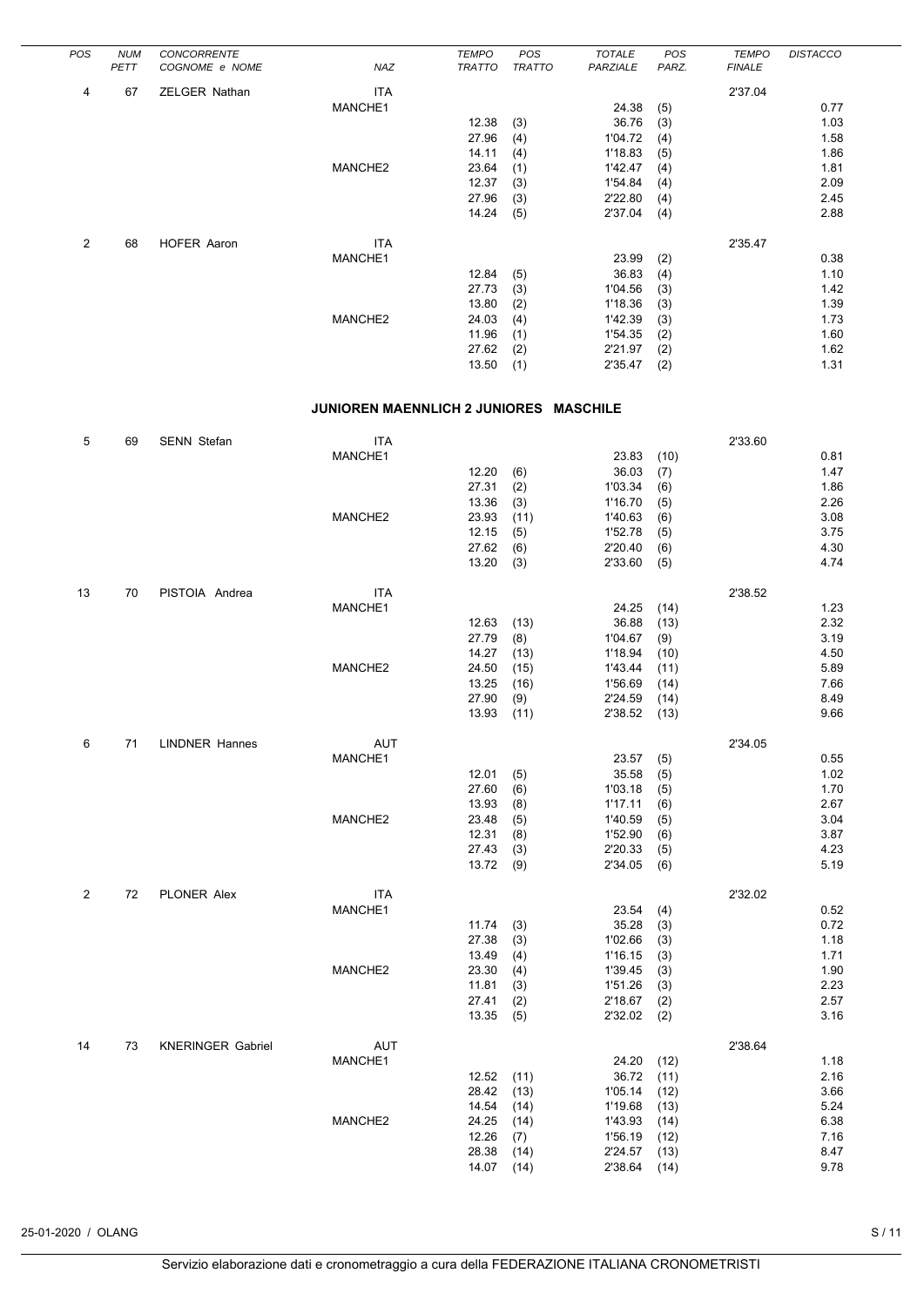| POS | NUM PETT | CONCORRENTE COGNOME e NOME | NAZ | TEMPO TRATTO | POS TRATTO | TOTALE PARZIALE | POS PARZ. | TEMPO FINALE | DISTACCO |
|---|---|---|---|---|---|---|---|---|---|
| 4 | 67 | ZELGER Nathan | ITA | | | | | 2'37.04 | |
| | | | MANCHE1 | | | 24.38 | (5) | | 0.77 |
| | | | | 12.38 | (3) | 36.76 | (3) | | 1.03 |
| | | | | 27.96 | (4) | 1'04.72 | (4) | | 1.58 |
| | | | | 14.11 | (4) | 1'18.83 | (5) | | 1.86 |
| | | | MANCHE2 | 23.64 | (1) | 1'42.47 | (4) | | 1.81 |
| | | | | 12.37 | (3) | 1'54.84 | (4) | | 2.09 |
| | | | | 27.96 | (3) | 2'22.80 | (4) | | 2.45 |
| | | | | 14.24 | (5) | 2'37.04 | (4) | | 2.88 |
| 2 | 68 | HOFER Aaron | ITA | | | | | 2'35.47 | |
| | | | MANCHE1 | | | 23.99 | (2) | | 0.38 |
| | | | | 12.84 | (5) | 36.83 | (4) | | 1.10 |
| | | | | 27.73 | (3) | 1'04.56 | (3) | | 1.42 |
| | | | | 13.80 | (2) | 1'18.36 | (3) | | 1.39 |
| | | | MANCHE2 | 24.03 | (4) | 1'42.39 | (3) | | 1.73 |
| | | | | 11.96 | (1) | 1'54.35 | (2) | | 1.60 |
| | | | | 27.62 | (2) | 2'21.97 | (2) | | 1.62 |
| | | | | 13.50 | (1) | 2'35.47 | (2) | | 1.31 |

**JUNIOREN MAENNLICH 2 JUNIORES MASCHILE**

| POS | NUM PETT | CONCORRENTE COGNOME e NOME | NAZ | TEMPO TRATTO | POS TRATTO | TOTALE PARZIALE | POS PARZ. | TEMPO FINALE | DISTACCO |
|---|---|---|---|---|---|---|---|---|---|
| 5 | 69 | SENN Stefan | ITA | | | | | 2'33.60 | |
| | | | MANCHE1 | | | 23.83 | (10) | | 0.81 |
| | | | | 12.20 | (6) | 36.03 | (7) | | 1.47 |
| | | | | 27.31 | (2) | 1'03.34 | (6) | | 1.86 |
| | | | | 13.36 | (3) | 1'16.70 | (5) | | 2.26 |
| | | | MANCHE2 | 23.93 | (11) | 1'40.63 | (6) | | 3.08 |
| | | | | 12.15 | (5) | 1'52.78 | (5) | | 3.75 |
| | | | | 27.62 | (6) | 2'20.40 | (6) | | 4.30 |
| | | | | 13.20 | (3) | 2'33.60 | (5) | | 4.74 |
| 13 | 70 | PISTOIA Andrea | ITA | | | | | 2'38.52 | |
| | | | MANCHE1 | | | 24.25 | (14) | | 1.23 |
| | | | | 12.63 | (13) | 36.88 | (13) | | 2.32 |
| | | | | 27.79 | (8) | 1'04.67 | (9) | | 3.19 |
| | | | | 14.27 | (13) | 1'18.94 | (10) | | 4.50 |
| | | | MANCHE2 | 24.50 | (15) | 1'43.44 | (11) | | 5.89 |
| | | | | 13.25 | (16) | 1'56.69 | (14) | | 7.66 |
| | | | | 27.90 | (9) | 2'24.59 | (14) | | 8.49 |
| | | | | 13.93 | (11) | 2'38.52 | (13) | | 9.66 |
| 6 | 71 | LINDNER Hannes | AUT | | | | | 2'34.05 | |
| | | | MANCHE1 | | | 23.57 | (5) | | 0.55 |
| | | | | 12.01 | (5) | 35.58 | (5) | | 1.02 |
| | | | | 27.60 | (6) | 1'03.18 | (5) | | 1.70 |
| | | | | 13.93 | (8) | 1'17.11 | (6) | | 2.67 |
| | | | MANCHE2 | 23.48 | (5) | 1'40.59 | (5) | | 3.04 |
| | | | | 12.31 | (8) | 1'52.90 | (6) | | 3.87 |
| | | | | 27.43 | (3) | 2'20.33 | (5) | | 4.23 |
| | | | | 13.72 | (9) | 2'34.05 | (6) | | 5.19 |
| 2 | 72 | PLONER Alex | ITA | | | | | 2'32.02 | |
| | | | MANCHE1 | | | 23.54 | (4) | | 0.52 |
| | | | | 11.74 | (3) | 35.28 | (3) | | 0.72 |
| | | | | 27.38 | (3) | 1'02.66 | (3) | | 1.18 |
| | | | | 13.49 | (4) | 1'16.15 | (3) | | 1.71 |
| | | | MANCHE2 | 23.30 | (4) | 1'39.45 | (3) | | 1.90 |
| | | | | 11.81 | (3) | 1'51.26 | (3) | | 2.23 |
| | | | | 27.41 | (2) | 2'18.67 | (2) | | 2.57 |
| | | | | 13.35 | (5) | 2'32.02 | (2) | | 3.16 |
| 14 | 73 | KNERINGER Gabriel | AUT | | | | | 2'38.64 | |
| | | | MANCHE1 | | | 24.20 | (12) | | 1.18 |
| | | | | 12.52 | (11) | 36.72 | (11) | | 2.16 |
| | | | | 28.42 | (13) | 1'05.14 | (12) | | 3.66 |
| | | | | 14.54 | (14) | 1'19.68 | (13) | | 5.24 |
| | | | MANCHE2 | 24.25 | (14) | 1'43.93 | (14) | | 6.38 |
| | | | | 12.26 | (7) | 1'56.19 | (12) | | 7.16 |
| | | | | 28.38 | (14) | 2'24.57 | (13) | | 8.47 |
| | | | | 14.07 | (14) | 2'38.64 | (14) | | 9.78 |

25-01-2020 / OLANG

Servizio elaborazione dati e cronometraggio a cura della FEDERAZIONE ITALIANA CRONOMETRISTI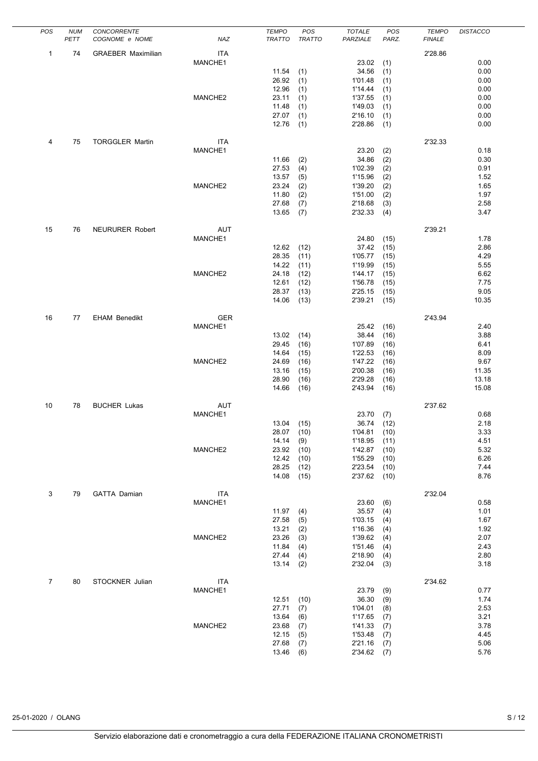| POS | NUM PETT | CONCORRENTE COGNOME e NOME | NAZ | TEMPO TRATTO | POS TRATTO | TOTALE PARZIALE | POS PARZ. | TEMPO FINALE | DISTACCO |
|---|---|---|---|---|---|---|---|---|---|
| 1 | 74 | GRAEBER Maximilian | ITA | | | | | 2'28.86 | |
| | | | MANCHE1 | | | 23.02 | (1) | | 0.00 |
| | | | | 11.54 | (1) | 34.56 | (1) | | 0.00 |
| | | | | 26.92 | (1) | 1'01.48 | (1) | | 0.00 |
| | | | | 12.96 | (1) | 1'14.44 | (1) | | 0.00 |
| | | | MANCHE2 | 23.11 | (1) | 1'37.55 | (1) | | 0.00 |
| | | | | 11.48 | (1) | 1'49.03 | (1) | | 0.00 |
| | | | | 27.07 | (1) | 2'16.10 | (1) | | 0.00 |
| | | | | 12.76 | (1) | 2'28.86 | (1) | | 0.00 |
| 4 | 75 | TORGGLER Martin | ITA | | | | | 2'32.33 | |
| | | | MANCHE1 | | | 23.20 | (2) | | 0.18 |
| | | | | 11.66 | (2) | 34.86 | (2) | | 0.30 |
| | | | | 27.53 | (4) | 1'02.39 | (2) | | 0.91 |
| | | | | 13.57 | (5) | 1'15.96 | (2) | | 1.52 |
| | | | MANCHE2 | 23.24 | (2) | 1'39.20 | (2) | | 1.65 |
| | | | | 11.80 | (2) | 1'51.00 | (2) | | 1.97 |
| | | | | 27.68 | (7) | 2'18.68 | (3) | | 2.58 |
| | | | | 13.65 | (7) | 2'32.33 | (4) | | 3.47 |
| 15 | 76 | NEURURER Robert | AUT | | | | | 2'39.21 | |
| | | | MANCHE1 | | | 24.80 | (15) | | 1.78 |
| | | | | 12.62 | (12) | 37.42 | (15) | | 2.86 |
| | | | | 28.35 | (11) | 1'05.77 | (15) | | 4.29 |
| | | | | 14.22 | (11) | 1'19.99 | (15) | | 5.55 |
| | | | MANCHE2 | 24.18 | (12) | 1'44.17 | (15) | | 6.62 |
| | | | | 12.61 | (12) | 1'56.78 | (15) | | 7.75 |
| | | | | 28.37 | (13) | 2'25.15 | (15) | | 9.05 |
| | | | | 14.06 | (13) | 2'39.21 | (15) | | 10.35 |
| 16 | 77 | EHAM Benedikt | GER | | | | | 2'43.94 | |
| | | | MANCHE1 | | | 25.42 | (16) | | 2.40 |
| | | | | 13.02 | (14) | 38.44 | (16) | | 3.88 |
| | | | | 29.45 | (16) | 1'07.89 | (16) | | 6.41 |
| | | | | 14.64 | (15) | 1'22.53 | (16) | | 8.09 |
| | | | MANCHE2 | 24.69 | (16) | 1'47.22 | (16) | | 9.67 |
| | | | | 13.16 | (15) | 2'00.38 | (16) | | 11.35 |
| | | | | 28.90 | (16) | 2'29.28 | (16) | | 13.18 |
| | | | | 14.66 | (16) | 2'43.94 | (16) | | 15.08 |
| 10 | 78 | BUCHER Lukas | AUT | | | | | 2'37.62 | |
| | | | MANCHE1 | | | 23.70 | (7) | | 0.68 |
| | | | | 13.04 | (15) | 36.74 | (12) | | 2.18 |
| | | | | 28.07 | (10) | 1'04.81 | (10) | | 3.33 |
| | | | | 14.14 | (9) | 1'18.95 | (11) | | 4.51 |
| | | | MANCHE2 | 23.92 | (10) | 1'42.87 | (10) | | 5.32 |
| | | | | 12.42 | (10) | 1'55.29 | (10) | | 6.26 |
| | | | | 28.25 | (12) | 2'23.54 | (10) | | 7.44 |
| | | | | 14.08 | (15) | 2'37.62 | (10) | | 8.76 |
| 3 | 79 | GATTA Damian | ITA | | | | | 2'32.04 | |
| | | | MANCHE1 | | | 23.60 | (6) | | 0.58 |
| | | | | 11.97 | (4) | 35.57 | (4) | | 1.01 |
| | | | | 27.58 | (5) | 1'03.15 | (4) | | 1.67 |
| | | | | 13.21 | (2) | 1'16.36 | (4) | | 1.92 |
| | | | MANCHE2 | 23.26 | (3) | 1'39.62 | (4) | | 2.07 |
| | | | | 11.84 | (4) | 1'51.46 | (4) | | 2.43 |
| | | | | 27.44 | (4) | 2'18.90 | (4) | | 2.80 |
| | | | | 13.14 | (2) | 2'32.04 | (3) | | 3.18 |
| 7 | 80 | STOCKNER Julian | ITA | | | | | 2'34.62 | |
| | | | MANCHE1 | | | 23.79 | (9) | | 0.77 |
| | | | | 12.51 | (10) | 36.30 | (9) | | 1.74 |
| | | | | 27.71 | (7) | 1'04.01 | (8) | | 2.53 |
| | | | | 13.64 | (6) | 1'17.65 | (7) | | 3.21 |
| | | | MANCHE2 | 23.68 | (7) | 1'41.33 | (7) | | 3.78 |
| | | | | 12.15 | (5) | 1'53.48 | (7) | | 4.45 |
| | | | | 27.68 | (7) | 2'21.16 | (7) | | 5.06 |
| | | | | 13.46 | (6) | 2'34.62 | (7) | | 5.76 |

25-01-2020 / OLANG

Servizio elaborazione dati e cronometraggio a cura della FEDERAZIONE ITALIANA CRONOMETRISTI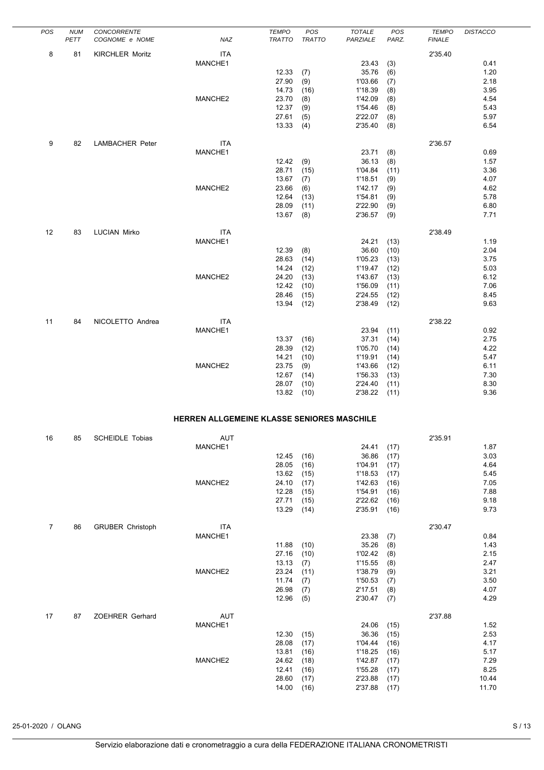| POS | NUM PETT | CONCORRENTE COGNOME e NOME | NAZ | TEMPO TRATTO | POS TRATTO | TOTALE PARZIALE | POS PARZ. | TEMPO FINALE | DISTACCO |
|---|---|---|---|---|---|---|---|---|---|
| 8 | 81 | KIRCHLER Moritz | ITA | | | | | 2'35.40 | |
| | | | MANCHE1 | | | 23.43 | (3) | | 0.41 |
| | | | | 12.33 | (7) | 35.76 | (6) | | 1.20 |
| | | | | 27.90 | (9) | 1'03.66 | (7) | | 2.18 |
| | | | | 14.73 | (16) | 1'18.39 | (8) | | 3.95 |
| | | | MANCHE2 | 23.70 | (8) | 1'42.09 | (8) | | 4.54 |
| | | | | 12.37 | (9) | 1'54.46 | (8) | | 5.43 |
| | | | | 27.61 | (5) | 2'22.07 | (8) | | 5.97 |
| | | | | 13.33 | (4) | 2'35.40 | (8) | | 6.54 |
| 9 | 82 | LAMBACHER Peter | ITA | | | | | 2'36.57 | |
| | | | MANCHE1 | | | 23.71 | (8) | | 0.69 |
| | | | | 12.42 | (9) | 36.13 | (8) | | 1.57 |
| | | | | 28.71 | (15) | 1'04.84 | (11) | | 3.36 |
| | | | | 13.67 | (7) | 1'18.51 | (9) | | 4.07 |
| | | | MANCHE2 | 23.66 | (6) | 1'42.17 | (9) | | 4.62 |
| | | | | 12.64 | (13) | 1'54.81 | (9) | | 5.78 |
| | | | | 28.09 | (11) | 2'22.90 | (9) | | 6.80 |
| | | | | 13.67 | (8) | 2'36.57 | (9) | | 7.71 |
| 12 | 83 | LUCIAN Mirko | ITA | | | | | 2'38.49 | |
| | | | MANCHE1 | | | 24.21 | (13) | | 1.19 |
| | | | | 12.39 | (8) | 36.60 | (10) | | 2.04 |
| | | | | 28.63 | (14) | 1'05.23 | (13) | | 3.75 |
| | | | | 14.24 | (12) | 1'19.47 | (12) | | 5.03 |
| | | | MANCHE2 | 24.20 | (13) | 1'43.67 | (13) | | 6.12 |
| | | | | 12.42 | (10) | 1'56.09 | (11) | | 7.06 |
| | | | | 28.46 | (15) | 2'24.55 | (12) | | 8.45 |
| | | | | 13.94 | (12) | 2'38.49 | (12) | | 9.63 |
| 11 | 84 | NICOLETTO Andrea | ITA | | | | | 2'38.22 | |
| | | | MANCHE1 | | | 23.94 | (11) | | 0.92 |
| | | | | 13.37 | (16) | 37.31 | (14) | | 2.75 |
| | | | | 28.39 | (12) | 1'05.70 | (14) | | 4.22 |
| | | | | 14.21 | (10) | 1'19.91 | (14) | | 5.47 |
| | | | MANCHE2 | 23.75 | (9) | 1'43.66 | (12) | | 6.11 |
| | | | | 12.67 | (14) | 1'56.33 | (13) | | 7.30 |
| | | | | 28.07 | (10) | 2'24.40 | (11) | | 8.30 |
| | | | | 13.82 | (10) | 2'38.22 | (11) | | 9.36 |

### HERREN ALLGEMEINE KLASSE SENIORES MASCHILE

| POS | NUM PETT | CONCORRENTE COGNOME e NOME | NAZ | TEMPO TRATTO | POS TRATTO | TOTALE PARZIALE | POS PARZ. | TEMPO FINALE | DISTACCO |
|---|---|---|---|---|---|---|---|---|---|
| 16 | 85 | SCHEIDLE Tobias | AUT | | | | | 2'35.91 | |
| | | | MANCHE1 | | | 24.41 | (17) | | 1.87 |
| | | | | 12.45 | (16) | 36.86 | (17) | | 3.03 |
| | | | | 28.05 | (16) | 1'04.91 | (17) | | 4.64 |
| | | | | 13.62 | (15) | 1'18.53 | (17) | | 5.45 |
| | | | MANCHE2 | 24.10 | (17) | 1'42.63 | (16) | | 7.05 |
| | | | | 12.28 | (15) | 1'54.91 | (16) | | 7.88 |
| | | | | 27.71 | (15) | 2'22.62 | (16) | | 9.18 |
| | | | | 13.29 | (14) | 2'35.91 | (16) | | 9.73 |
| 7 | 86 | GRUBER Christoph | ITA | | | | | 2'30.47 | |
| | | | MANCHE1 | | | 23.38 | (7) | | 0.84 |
| | | | | 11.88 | (10) | 35.26 | (8) | | 1.43 |
| | | | | 27.16 | (10) | 1'02.42 | (8) | | 2.15 |
| | | | | 13.13 | (7) | 1'15.55 | (8) | | 2.47 |
| | | | MANCHE2 | 23.24 | (11) | 1'38.79 | (9) | | 3.21 |
| | | | | 11.74 | (7) | 1'50.53 | (7) | | 3.50 |
| | | | | 26.98 | (7) | 2'17.51 | (8) | | 4.07 |
| | | | | 12.96 | (5) | 2'30.47 | (7) | | 4.29 |
| 17 | 87 | ZOEHRER Gerhard | AUT | | | | | 2'37.88 | |
| | | | MANCHE1 | | | 24.06 | (15) | | 1.52 |
| | | | | 12.30 | (15) | 36.36 | (15) | | 2.53 |
| | | | | 28.08 | (17) | 1'04.44 | (16) | | 4.17 |
| | | | | 13.81 | (16) | 1'18.25 | (16) | | 5.17 |
| | | | MANCHE2 | 24.62 | (18) | 1'42.87 | (17) | | 7.29 |
| | | | | 12.41 | (16) | 1'55.28 | (17) | | 8.25 |
| | | | | 28.60 | (17) | 2'23.88 | (17) | | 10.44 |
| | | | | 14.00 | (16) | 2'37.88 | (17) | | 11.70 |

25-01-2020 / OLANG

Servizio elaborazione dati e cronometraggio a cura della FEDERAZIONE ITALIANA CRONOMETRISTI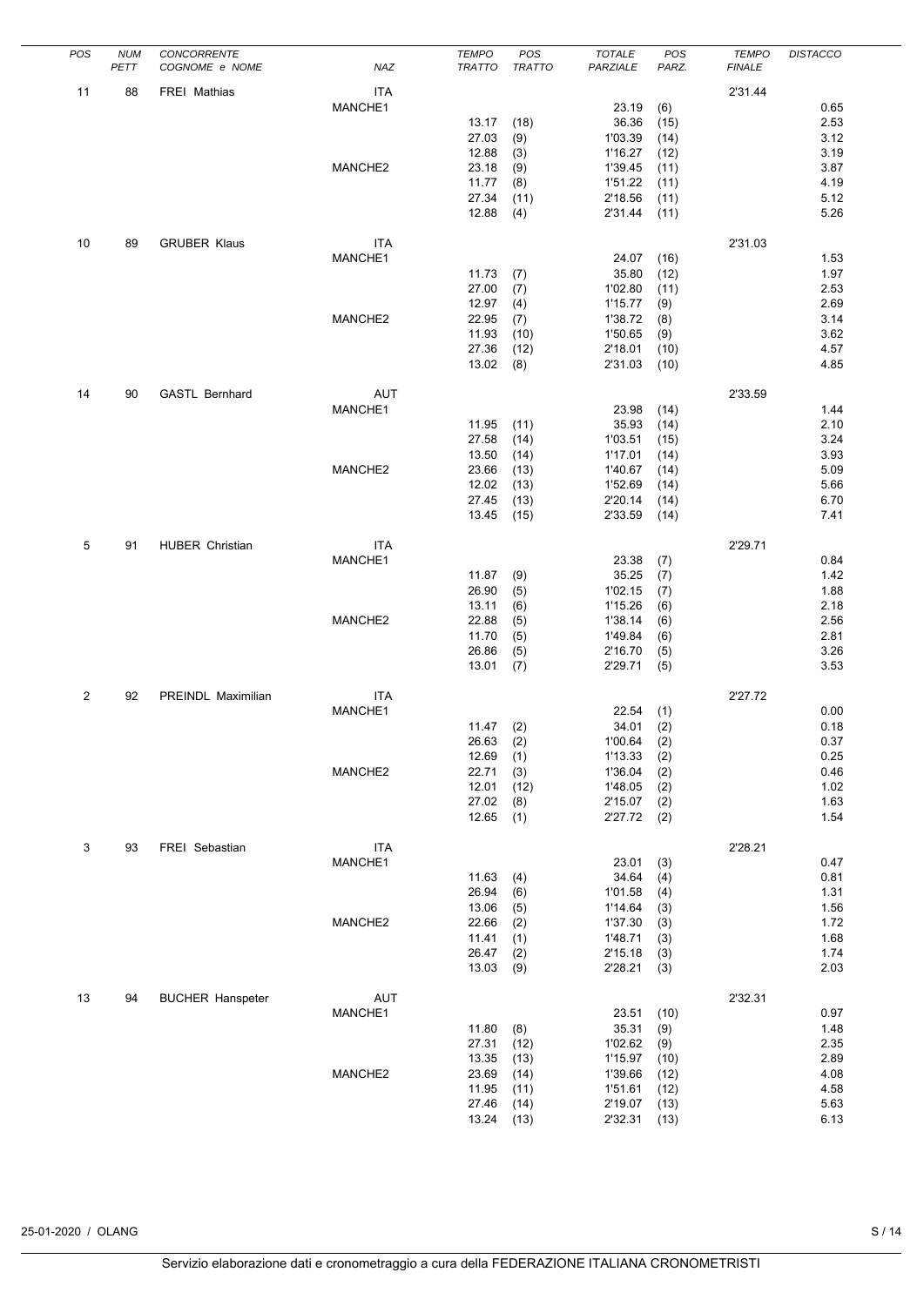| POS | NUM PETT | CONCORRENTE COGNOME e NOME | NAZ | TEMPO TRATTO | POS TRATTO | TOTALE PARZIALE | POS PARZ. | TEMPO FINALE | DISTACCO |
|---|---|---|---|---|---|---|---|---|---|
| 11 | 88 | FREI Mathias | ITA | | | | | 2'31.44 | |
| | | | MANCHE1 | | | 23.19 | (6) | | 0.65 |
| | | | | 13.17 | (18) | 36.36 | (15) | | 2.53 |
| | | | | 27.03 | (9) | 1'03.39 | (14) | | 3.12 |
| | | | | 12.88 | (3) | 1'16.27 | (12) | | 3.19 |
| | | | MANCHE2 | 23.18 | (9) | 1'39.45 | (11) | | 3.87 |
| | | | | 11.77 | (8) | 1'51.22 | (11) | | 4.19 |
| | | | | 27.34 | (11) | 2'18.56 | (11) | | 5.12 |
| | | | | 12.88 | (4) | 2'31.44 | (11) | | 5.26 |
| 10 | 89 | GRUBER Klaus | ITA | | | | | 2'31.03 | |
| | | | MANCHE1 | | | 24.07 | (16) | | 1.53 |
| | | | | 11.73 | (7) | 35.80 | (12) | | 1.97 |
| | | | | 27.00 | (7) | 1'02.80 | (11) | | 2.53 |
| | | | | 12.97 | (4) | 1'15.77 | (9) | | 2.69 |
| | | | MANCHE2 | 22.95 | (7) | 1'38.72 | (8) | | 3.14 |
| | | | | 11.93 | (10) | 1'50.65 | (9) | | 3.62 |
| | | | | 27.36 | (12) | 2'18.01 | (10) | | 4.57 |
| | | | | 13.02 | (8) | 2'31.03 | (10) | | 4.85 |
| 14 | 90 | GASTL Bernhard | AUT | | | | | 2'33.59 | |
| | | | MANCHE1 | | | 23.98 | (14) | | 1.44 |
| | | | | 11.95 | (11) | 35.93 | (14) | | 2.10 |
| | | | | 27.58 | (14) | 1'03.51 | (15) | | 3.24 |
| | | | | 13.50 | (14) | 1'17.01 | (14) | | 3.93 |
| | | | MANCHE2 | 23.66 | (13) | 1'40.67 | (14) | | 5.09 |
| | | | | 12.02 | (13) | 1'52.69 | (14) | | 5.66 |
| | | | | 27.45 | (13) | 2'20.14 | (14) | | 6.70 |
| | | | | 13.45 | (15) | 2'33.59 | (14) | | 7.41 |
| 5 | 91 | HUBER Christian | ITA | | | | | 2'29.71 | |
| | | | MANCHE1 | | | 23.38 | (7) | | 0.84 |
| | | | | 11.87 | (9) | 35.25 | (7) | | 1.42 |
| | | | | 26.90 | (5) | 1'02.15 | (7) | | 1.88 |
| | | | | 13.11 | (6) | 1'15.26 | (6) | | 2.18 |
| | | | MANCHE2 | 22.88 | (5) | 1'38.14 | (6) | | 2.56 |
| | | | | 11.70 | (5) | 1'49.84 | (6) | | 2.81 |
| | | | | 26.86 | (5) | 2'16.70 | (5) | | 3.26 |
| | | | | 13.01 | (7) | 2'29.71 | (5) | | 3.53 |
| 2 | 92 | PREINDL Maximilian | ITA | | | | | 2'27.72 | |
| | | | MANCHE1 | | | 22.54 | (1) | | 0.00 |
| | | | | 11.47 | (2) | 34.01 | (2) | | 0.18 |
| | | | | 26.63 | (2) | 1'00.64 | (2) | | 0.37 |
| | | | | 12.69 | (1) | 1'13.33 | (2) | | 0.25 |
| | | | MANCHE2 | 22.71 | (3) | 1'36.04 | (2) | | 0.46 |
| | | | | 12.01 | (12) | 1'48.05 | (2) | | 1.02 |
| | | | | 27.02 | (8) | 2'15.07 | (2) | | 1.63 |
| | | | | 12.65 | (1) | 2'27.72 | (2) | | 1.54 |
| 3 | 93 | FREI Sebastian | ITA | | | | | 2'28.21 | |
| | | | MANCHE1 | | | 23.01 | (3) | | 0.47 |
| | | | | 11.63 | (4) | 34.64 | (4) | | 0.81 |
| | | | | 26.94 | (6) | 1'01.58 | (4) | | 1.31 |
| | | | | 13.06 | (5) | 1'14.64 | (3) | | 1.56 |
| | | | MANCHE2 | 22.66 | (2) | 1'37.30 | (3) | | 1.72 |
| | | | | 11.41 | (1) | 1'48.71 | (3) | | 1.68 |
| | | | | 26.47 | (2) | 2'15.18 | (3) | | 1.74 |
| | | | | 13.03 | (9) | 2'28.21 | (3) | | 2.03 |
| 13 | 94 | BUCHER Hanspeter | AUT | | | | | 2'32.31 | |
| | | | MANCHE1 | | | 23.51 | (10) | | 0.97 |
| | | | | 11.80 | (8) | 35.31 | (9) | | 1.48 |
| | | | | 27.31 | (12) | 1'02.62 | (9) | | 2.35 |
| | | | | 13.35 | (13) | 1'15.97 | (10) | | 2.89 |
| | | | MANCHE2 | 23.69 | (14) | 1'39.66 | (12) | | 4.08 |
| | | | | 11.95 | (11) | 1'51.61 | (12) | | 4.58 |
| | | | | 27.46 | (14) | 2'19.07 | (13) | | 5.63 |
| | | | | 13.24 | (13) | 2'32.31 | (13) | | 6.13 |

25-01-2020 / OLANG

Servizio elaborazione dati e cronometraggio a cura della FEDERAZIONE ITALIANA CRONOMETRISTI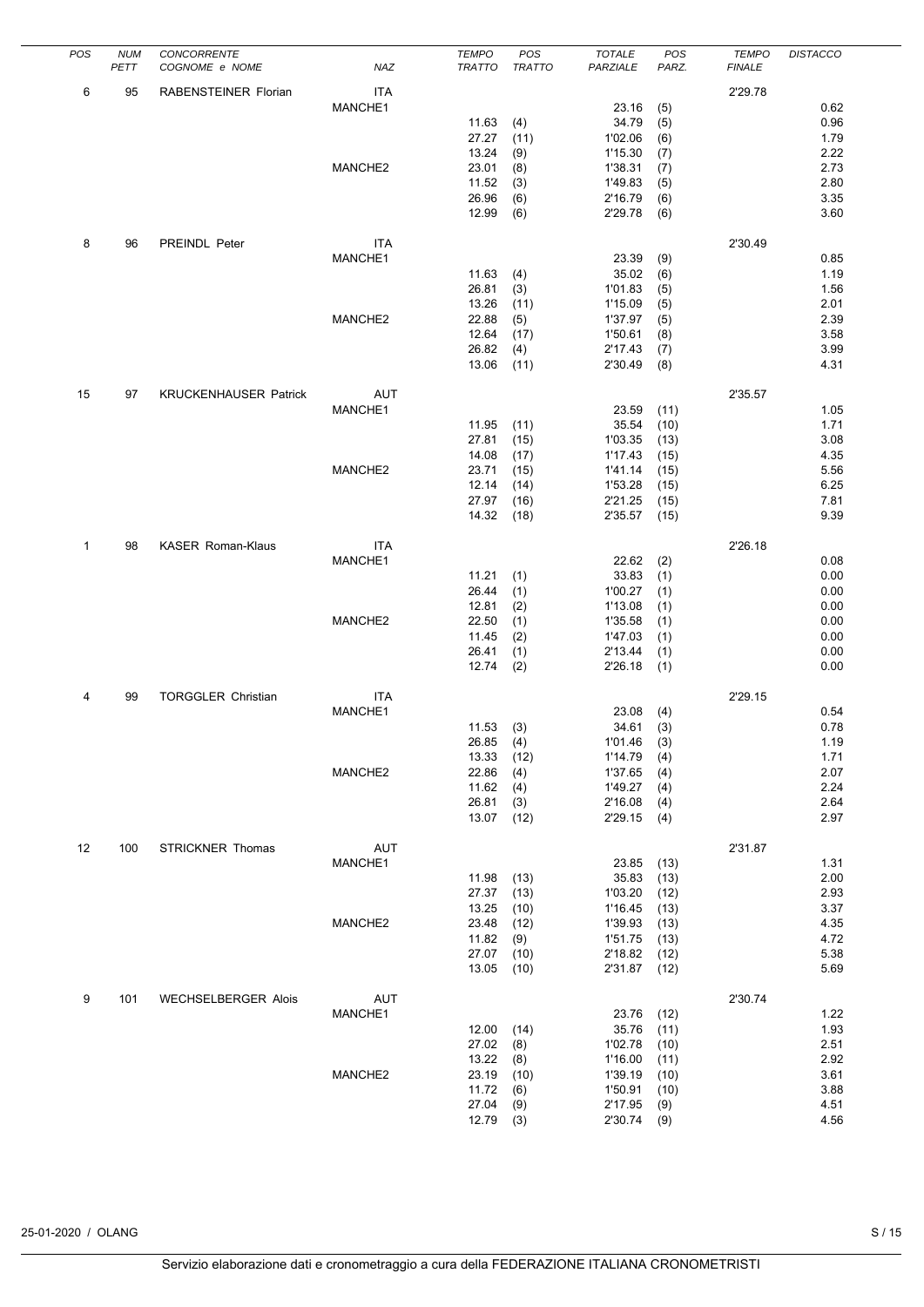| POS | NUM PETT | CONCORRENTE COGNOME e NOME | NAZ | TEMPO TRATTO | POS TRATTO | TOTALE PARZIALE | POS PARZ. | TEMPO FINALE | DISTACCO |
|---|---|---|---|---|---|---|---|---|---|
| 6 | 95 | RABENSTEINER Florian | ITA | | | | | 2'29.78 | |
| | | | MANCHE1 | | | 23.16 | (5) | | 0.62 |
| | | | | 11.63 | (4) | 34.79 | (5) | | 0.96 |
| | | | | 27.27 | (11) | 1'02.06 | (6) | | 1.79 |
| | | | | 13.24 | (9) | 1'15.30 | (7) | | 2.22 |
| | | | MANCHE2 | 23.01 | (8) | 1'38.31 | (7) | | 2.73 |
| | | | | 11.52 | (3) | 1'49.83 | (5) | | 2.80 |
| | | | | 26.96 | (6) | 2'16.79 | (6) | | 3.35 |
| | | | | 12.99 | (6) | 2'29.78 | (6) | | 3.60 |
| 8 | 96 | PREINDL Peter | ITA | | | | | 2'30.49 | |
| | | | MANCHE1 | | | 23.39 | (9) | | 0.85 |
| | | | | 11.63 | (4) | 35.02 | (6) | | 1.19 |
| | | | | 26.81 | (3) | 1'01.83 | (5) | | 1.56 |
| | | | | 13.26 | (11) | 1'15.09 | (5) | | 2.01 |
| | | | MANCHE2 | 22.88 | (5) | 1'37.97 | (5) | | 2.39 |
| | | | | 12.64 | (17) | 1'50.61 | (8) | | 3.58 |
| | | | | 26.82 | (4) | 2'17.43 | (7) | | 3.99 |
| | | | | 13.06 | (11) | 2'30.49 | (8) | | 4.31 |
| 15 | 97 | KRUCKENHAUSER Patrick | AUT | | | | | 2'35.57 | |
| | | | MANCHE1 | | | 23.59 | (11) | | 1.05 |
| | | | | 11.95 | (11) | 35.54 | (10) | | 1.71 |
| | | | | 27.81 | (15) | 1'03.35 | (13) | | 3.08 |
| | | | | 14.08 | (17) | 1'17.43 | (15) | | 4.35 |
| | | | MANCHE2 | 23.71 | (15) | 1'41.14 | (15) | | 5.56 |
| | | | | 12.14 | (14) | 1'53.28 | (15) | | 6.25 |
| | | | | 27.97 | (16) | 2'21.25 | (15) | | 7.81 |
| | | | | 14.32 | (18) | 2'35.57 | (15) | | 9.39 |
| 1 | 98 | KASER Roman-Klaus | ITA | | | | | 2'26.18 | |
| | | | MANCHE1 | | | 22.62 | (2) | | 0.08 |
| | | | | 11.21 | (1) | 33.83 | (1) | | 0.00 |
| | | | | 26.44 | (1) | 1'00.27 | (1) | | 0.00 |
| | | | | 12.81 | (2) | 1'13.08 | (1) | | 0.00 |
| | | | MANCHE2 | 22.50 | (1) | 1'35.58 | (1) | | 0.00 |
| | | | | 11.45 | (2) | 1'47.03 | (1) | | 0.00 |
| | | | | 26.41 | (1) | 2'13.44 | (1) | | 0.00 |
| | | | | 12.74 | (2) | 2'26.18 | (1) | | 0.00 |
| 4 | 99 | TORGGLER Christian | ITA | | | | | 2'29.15 | |
| | | | MANCHE1 | | | 23.08 | (4) | | 0.54 |
| | | | | 11.53 | (3) | 34.61 | (3) | | 0.78 |
| | | | | 26.85 | (4) | 1'01.46 | (3) | | 1.19 |
| | | | | 13.33 | (12) | 1'14.79 | (4) | | 1.71 |
| | | | MANCHE2 | 22.86 | (4) | 1'37.65 | (4) | | 2.07 |
| | | | | 11.62 | (4) | 1'49.27 | (4) | | 2.24 |
| | | | | 26.81 | (3) | 2'16.08 | (4) | | 2.64 |
| | | | | 13.07 | (12) | 2'29.15 | (4) | | 2.97 |
| 12 | 100 | STRICKNER Thomas | AUT | | | | | 2'31.87 | |
| | | | MANCHE1 | | | 23.85 | (13) | | 1.31 |
| | | | | 11.98 | (13) | 35.83 | (13) | | 2.00 |
| | | | | 27.37 | (13) | 1'03.20 | (12) | | 2.93 |
| | | | | 13.25 | (10) | 1'16.45 | (13) | | 3.37 |
| | | | MANCHE2 | 23.48 | (12) | 1'39.93 | (13) | | 4.35 |
| | | | | 11.82 | (9) | 1'51.75 | (13) | | 4.72 |
| | | | | 27.07 | (10) | 2'18.82 | (12) | | 5.38 |
| | | | | 13.05 | (10) | 2'31.87 | (12) | | 5.69 |
| 9 | 101 | WECHSELBERGER Alois | AUT | | | | | 2'30.74 | |
| | | | MANCHE1 | | | 23.76 | (12) | | 1.22 |
| | | | | 12.00 | (14) | 35.76 | (11) | | 1.93 |
| | | | | 27.02 | (8) | 1'02.78 | (10) | | 2.51 |
| | | | | 13.22 | (8) | 1'16.00 | (11) | | 2.92 |
| | | | MANCHE2 | 23.19 | (10) | 1'39.19 | (10) | | 3.61 |
| | | | | 11.72 | (6) | 1'50.91 | (10) | | 3.88 |
| | | | | 27.04 | (9) | 2'17.95 | (9) | | 4.51 |
| | | | | 12.79 | (3) | 2'30.74 | (9) | | 4.56 |

25-01-2020 / OLANG

Servizio elaborazione dati e cronometraggio a cura della FEDERAZIONE ITALIANA CRONOMETRISTI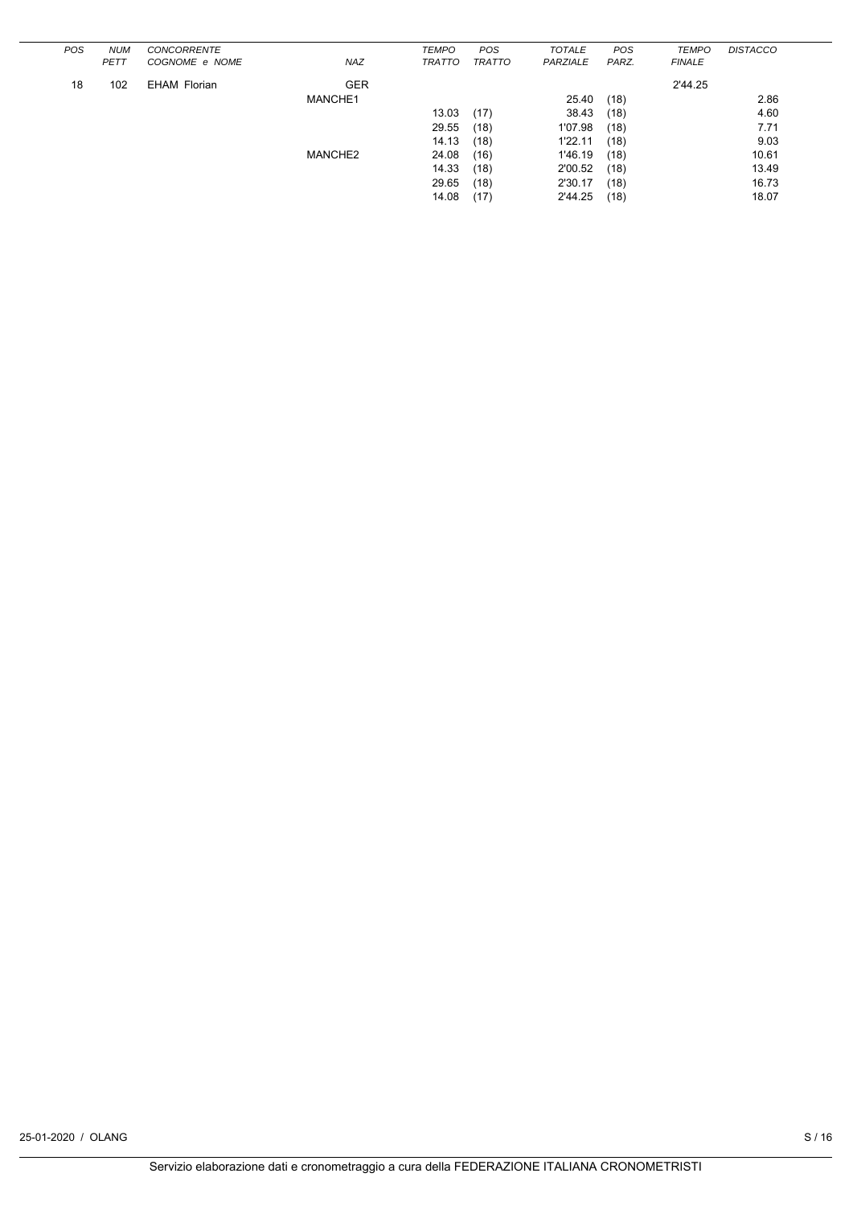| POS | NUM PETT | CONCORRENTE COGNOME e NOME | NAZ | TEMPO TRATTO | POS TRATTO | TOTALE PARZIALE | POS PARZ. | TEMPO FINALE | DISTACCO |
|---|---|---|---|---|---|---|---|---|---|
| 18 | 102 | EHAM Florian | GER | | | | | 2'44.25 | |
| | | | MANCHE1 | | | 25.40 | (18) | | 2.86 |
| | | | | 13.03 | (17) | 38.43 | (18) | | 4.60 |
| | | | | 29.55 | (18) | 1'07.98 | (18) | | 7.71 |
| | | | | 14.13 | (18) | 1'22.11 | (18) | | 9.03 |
| | | | MANCHE2 | 24.08 | (16) | 1'46.19 | (18) | | 10.61 |
| | | | | 14.33 | (18) | 2'00.52 | (18) | | 13.49 |
| | | | | 29.65 | (18) | 2'30.17 | (18) | | 16.73 |
| | | | | 14.08 | (17) | 2'44.25 | (18) | | 18.07 |

25-01-2020 / OLANG

Servizio elaborazione dati e cronometraggio a cura della FEDERAZIONE ITALIANA CRONOMETRISTI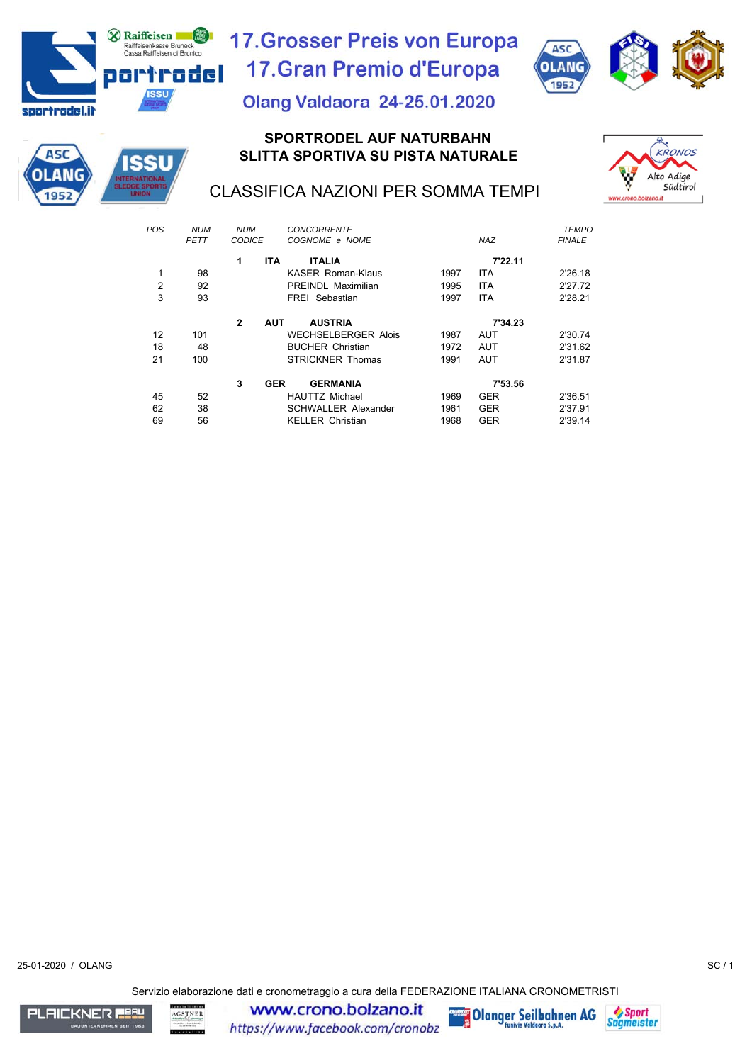# 17.Grosser Preis von Europa
# 17.Gran Premio d'Europa

Olang Valdaora 24-25.01.2020

## SPORTRODEL AUF NATURBAHN
## SLITTA SPORTIVA SU PISTA NATURALE

## CLASSIFICA NAZIONI PER SOMMA TEMPI

| POS | NUM PETT | NUM CODICE | | CONCORRENTE COGNOME e NOME | | NAZ | TEMPO FINALE |
|---|---|---|---|---|---|---|---|
| | | **1** | **ITA** | **ITALIA** | | **7'22.11** | |
| 1 | 98 | | | KASER Roman-Klaus | 1997 | ITA | 2'26.18 |
| 2 | 92 | | | PREINDL Maximilian | 1995 | ITA | 2'27.72 |
| 3 | 93 | | | FREI Sebastian | 1997 | ITA | 2'28.21 |
| | | **2** | **AUT** | **AUSTRIA** | | **7'34.23** | |
| 12 | 101 | | | WECHSELBERGER Alois | 1987 | AUT | 2'30.74 |
| 18 | 48 | | | BUCHER Christian | 1972 | AUT | 2'31.62 |
| 21 | 100 | | | STRICKNER Thomas | 1991 | AUT | 2'31.87 |
| | | **3** | **GER** | **GERMANIA** | | **7'53.56** | |
| 45 | 52 | | | HAUTTZ Michael | 1969 | GER | 2'36.51 |
| 62 | 38 | | | SCHWALLER Alexander | 1961 | GER | 2'37.91 |
| 69 | 56 | | | KELLER Christian | 1968 | GER | 2'39.14 |

25-01-2020 / OLANG

SC / 1

Servizio elaborazione dati e cronometraggio a cura della FEDERAZIONE ITALIANA CRONOMETRISTI

www.crono.bolzano.it
https://www.facebook.com/cronobz